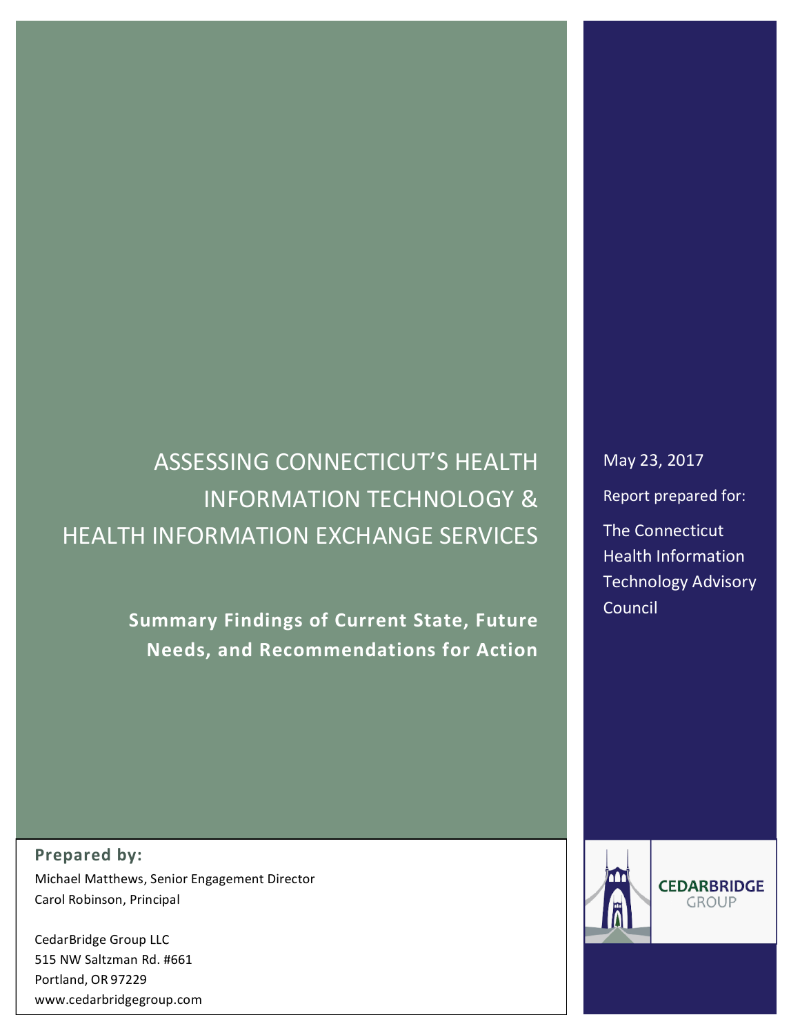# ASSESSING CONNECTICUT'S HEALTH INFORMATION TECHNOLOGY & HEALTH INFORMATION EXCHANGE SERVICES

## Summary Findings of Current State, Future Needs, and Recommendations for Action

May 23, 2017

Report prepared for:

The Connecticut Health Information Technology Advisory Council

**Prepared by:**

Michael Matthews, Senior Engagement Director
Carol Robinson, Principal

CedarBridge Group LLC
515 NW Saltzman Rd. #661
Portland, OR 97229
www.cedarbridgegroup.com

CEDARBRIDGE GROUP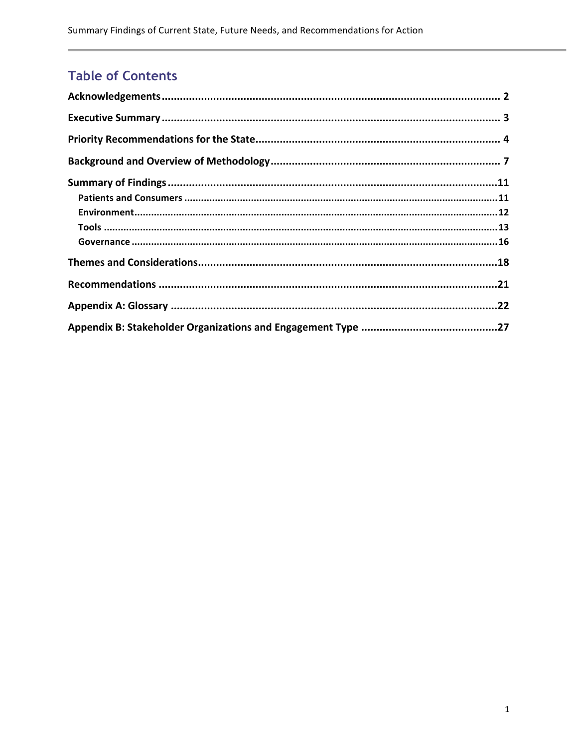## Table of Contents

**Acknowledgements** .......... 2

**Executive Summary** .......... 3

**Priority Recommendations for the State** .......... 4

**Background and Overview of Methodology** .......... 7

**Summary of Findings** .......... 11

- **Patients and Consumers** .......... 11
- **Environment** .......... 12
- **Tools** .......... 13
- **Governance** .......... 16

**Themes and Considerations** .......... 18

**Recommendations** .......... 21

**Appendix A: Glossary** .......... 22

**Appendix B: Stakeholder Organizations and Engagement Type** .......... 27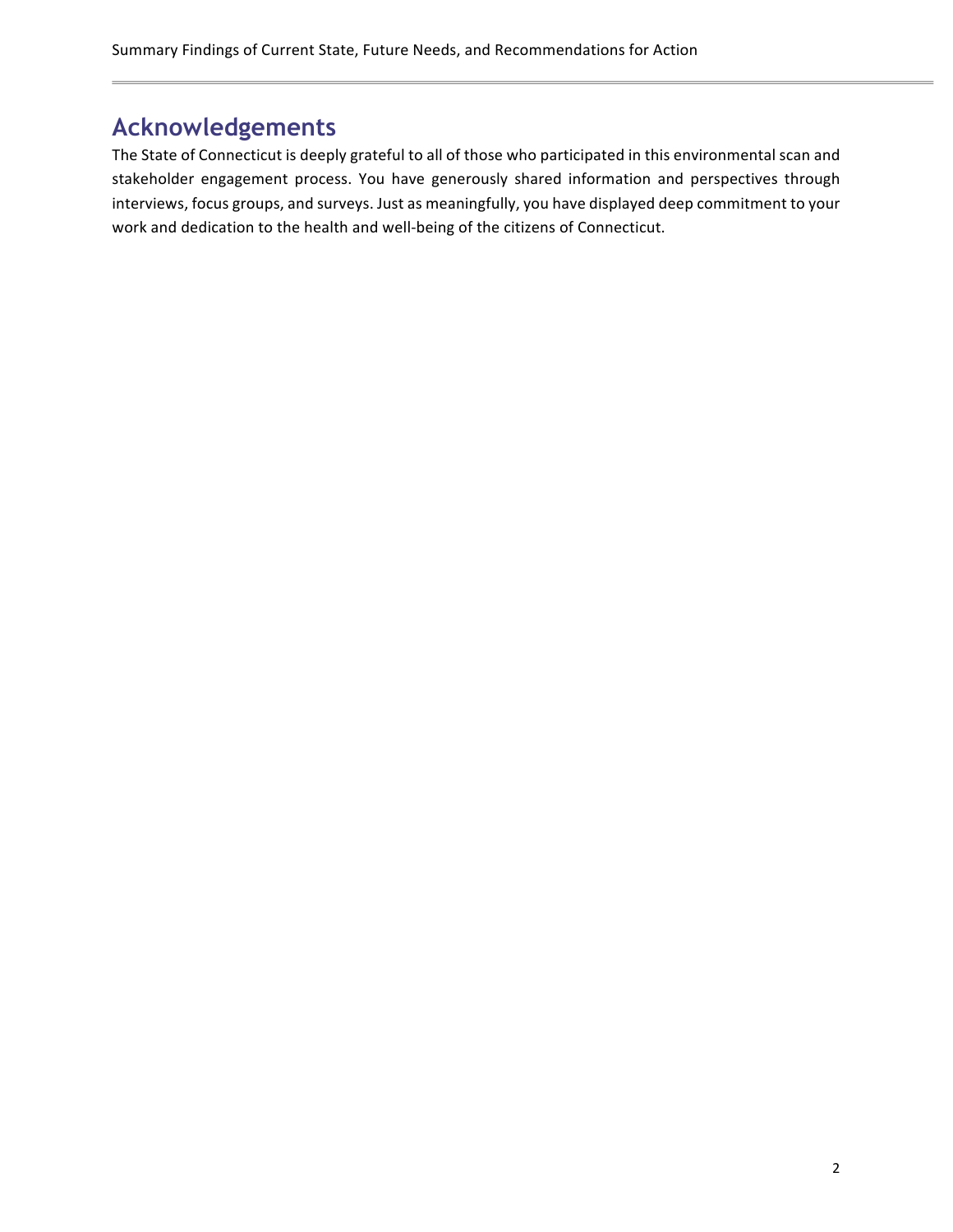## Acknowledgements

The State of Connecticut is deeply grateful to all of those who participated in this environmental scan and stakeholder engagement process. You have generously shared information and perspectives through interviews, focus groups, and surveys. Just as meaningfully, you have displayed deep commitment to your work and dedication to the health and well-being of the citizens of Connecticut.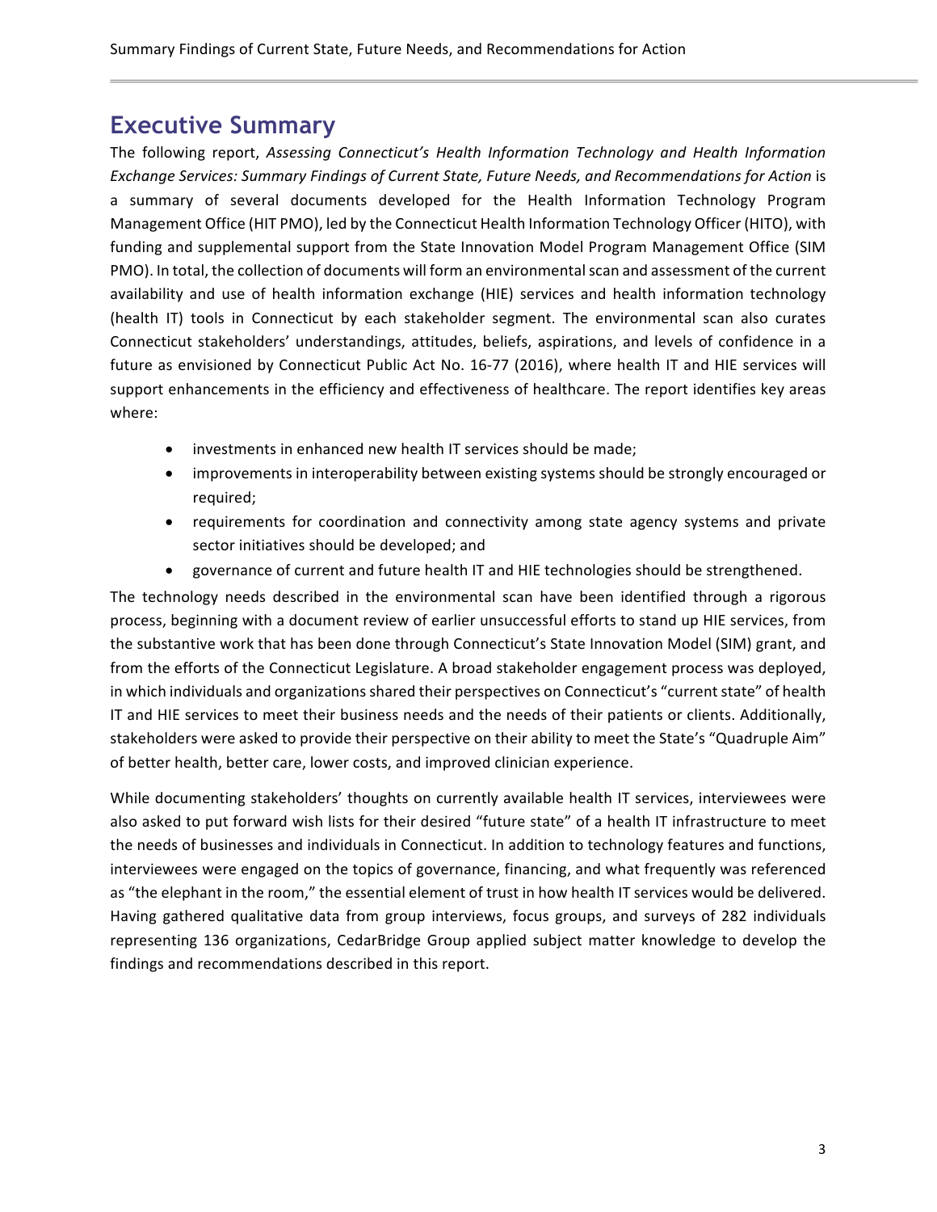## Executive Summary

The following report, *Assessing Connecticut's Health Information Technology and Health Information Exchange Services: Summary Findings of Current State, Future Needs, and Recommendations for Action* is a summary of several documents developed for the Health Information Technology Program Management Office (HIT PMO), led by the Connecticut Health Information Technology Officer (HITO), with funding and supplemental support from the State Innovation Model Program Management Office (SIM PMO). In total, the collection of documents will form an environmental scan and assessment of the current availability and use of health information exchange (HIE) services and health information technology (health IT) tools in Connecticut by each stakeholder segment. The environmental scan also curates Connecticut stakeholders' understandings, attitudes, beliefs, aspirations, and levels of confidence in a future as envisioned by Connecticut Public Act No. 16-77 (2016), where health IT and HIE services will support enhancements in the efficiency and effectiveness of healthcare. The report identifies key areas where:

- investments in enhanced new health IT services should be made;
- improvements in interoperability between existing systems should be strongly encouraged or required;
- requirements for coordination and connectivity among state agency systems and private sector initiatives should be developed; and
- governance of current and future health IT and HIE technologies should be strengthened.

The technology needs described in the environmental scan have been identified through a rigorous process, beginning with a document review of earlier unsuccessful efforts to stand up HIE services, from the substantive work that has been done through Connecticut's State Innovation Model (SIM) grant, and from the efforts of the Connecticut Legislature. A broad stakeholder engagement process was deployed, in which individuals and organizations shared their perspectives on Connecticut's "current state" of health IT and HIE services to meet their business needs and the needs of their patients or clients. Additionally, stakeholders were asked to provide their perspective on their ability to meet the State's "Quadruple Aim" of better health, better care, lower costs, and improved clinician experience.

While documenting stakeholders' thoughts on currently available health IT services, interviewees were also asked to put forward wish lists for their desired "future state" of a health IT infrastructure to meet the needs of businesses and individuals in Connecticut. In addition to technology features and functions, interviewees were engaged on the topics of governance, financing, and what frequently was referenced as "the elephant in the room," the essential element of trust in how health IT services would be delivered. Having gathered qualitative data from group interviews, focus groups, and surveys of 282 individuals representing 136 organizations, CedarBridge Group applied subject matter knowledge to develop the findings and recommendations described in this report.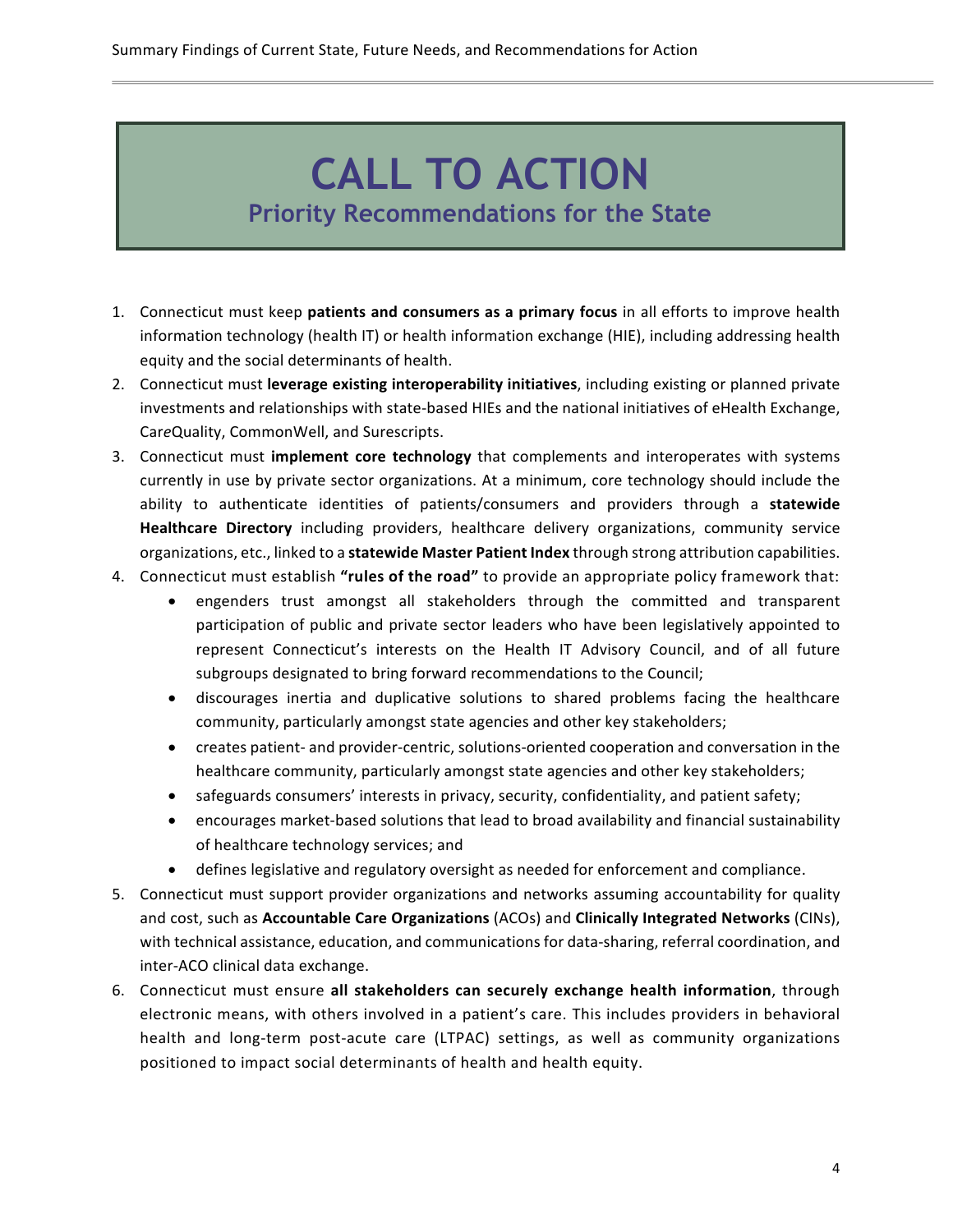# CALL TO ACTION

## Priority Recommendations for the State

1. Connecticut must keep **patients and consumers as a primary focus** in all efforts to improve health information technology (health IT) or health information exchange (HIE), including addressing health equity and the social determinants of health.
2. Connecticut must **leverage existing interoperability initiatives**, including existing or planned private investments and relationships with state-based HIEs and the national initiatives of eHealth Exchange, Car*e*Quality, CommonWell, and Surescripts.
3. Connecticut must **implement core technology** that complements and interoperates with systems currently in use by private sector organizations. At a minimum, core technology should include the ability to authenticate identities of patients/consumers and providers through a **statewide Healthcare Directory** including providers, healthcare delivery organizations, community service organizations, etc., linked to a **statewide Master Patient Index** through strong attribution capabilities.
4. Connecticut must establish **"rules of the road"** to provide an appropriate policy framework that:
   - engenders trust amongst all stakeholders through the committed and transparent participation of public and private sector leaders who have been legislatively appointed to represent Connecticut's interests on the Health IT Advisory Council, and of all future subgroups designated to bring forward recommendations to the Council;
   - discourages inertia and duplicative solutions to shared problems facing the healthcare community, particularly amongst state agencies and other key stakeholders;
   - creates patient- and provider-centric, solutions-oriented cooperation and conversation in the healthcare community, particularly amongst state agencies and other key stakeholders;
   - safeguards consumers' interests in privacy, security, confidentiality, and patient safety;
   - encourages market-based solutions that lead to broad availability and financial sustainability of healthcare technology services; and
   - defines legislative and regulatory oversight as needed for enforcement and compliance.
5. Connecticut must support provider organizations and networks assuming accountability for quality and cost, such as **Accountable Care Organizations** (ACOs) and **Clinically Integrated Networks** (CINs), with technical assistance, education, and communications for data-sharing, referral coordination, and inter-ACO clinical data exchange.
6. Connecticut must ensure **all stakeholders can securely exchange health information**, through electronic means, with others involved in a patient's care. This includes providers in behavioral health and long-term post-acute care (LTPAC) settings, as well as community organizations positioned to impact social determinants of health and health equity.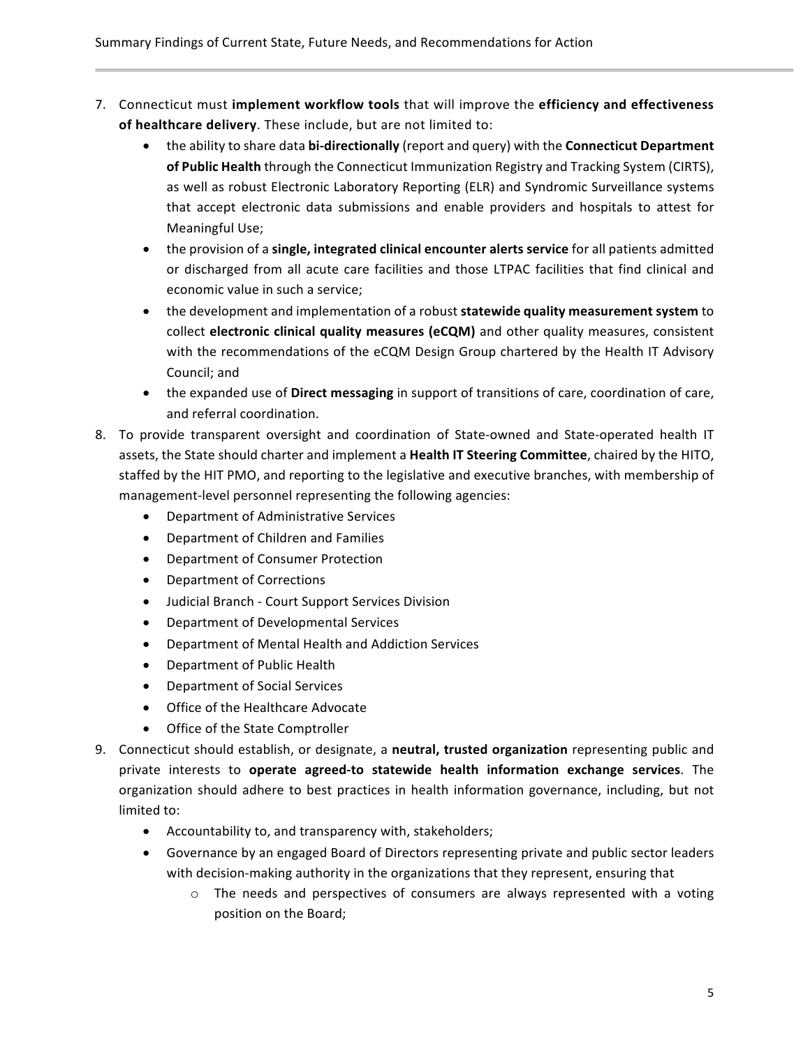7. Connecticut must **implement workflow tools** that will improve the **efficiency and effectiveness of healthcare delivery**. These include, but are not limited to:
    - the ability to share data **bi-directionally** (report and query) with the **Connecticut Department of Public Health** through the Connecticut Immunization Registry and Tracking System (CIRTS), as well as robust Electronic Laboratory Reporting (ELR) and Syndromic Surveillance systems that accept electronic data submissions and enable providers and hospitals to attest for Meaningful Use;
    - the provision of a **single, integrated clinical encounter alerts service** for all patients admitted or discharged from all acute care facilities and those LTPAC facilities that find clinical and economic value in such a service;
    - the development and implementation of a robust **statewide quality measurement system** to collect **electronic clinical quality measures (eCQM)** and other quality measures, consistent with the recommendations of the eCQM Design Group chartered by the Health IT Advisory Council; and
    - the expanded use of **Direct messaging** in support of transitions of care, coordination of care, and referral coordination.
8. To provide transparent oversight and coordination of State-owned and State-operated health IT assets, the State should charter and implement a **Health IT Steering Committee**, chaired by the HITO, staffed by the HIT PMO, and reporting to the legislative and executive branches, with membership of management-level personnel representing the following agencies:
    - Department of Administrative Services
    - Department of Children and Families
    - Department of Consumer Protection
    - Department of Corrections
    - Judicial Branch - Court Support Services Division
    - Department of Developmental Services
    - Department of Mental Health and Addiction Services
    - Department of Public Health
    - Department of Social Services
    - Office of the Healthcare Advocate
    - Office of the State Comptroller
9. Connecticut should establish, or designate, a **neutral, trusted organization** representing public and private interests to **operate agreed-to statewide health information exchange services**. The organization should adhere to best practices in health information governance, including, but not limited to:
    - Accountability to, and transparency with, stakeholders;
    - Governance by an engaged Board of Directors representing private and public sector leaders with decision-making authority in the organizations that they represent, ensuring that
        - The needs and perspectives of consumers are always represented with a voting position on the Board;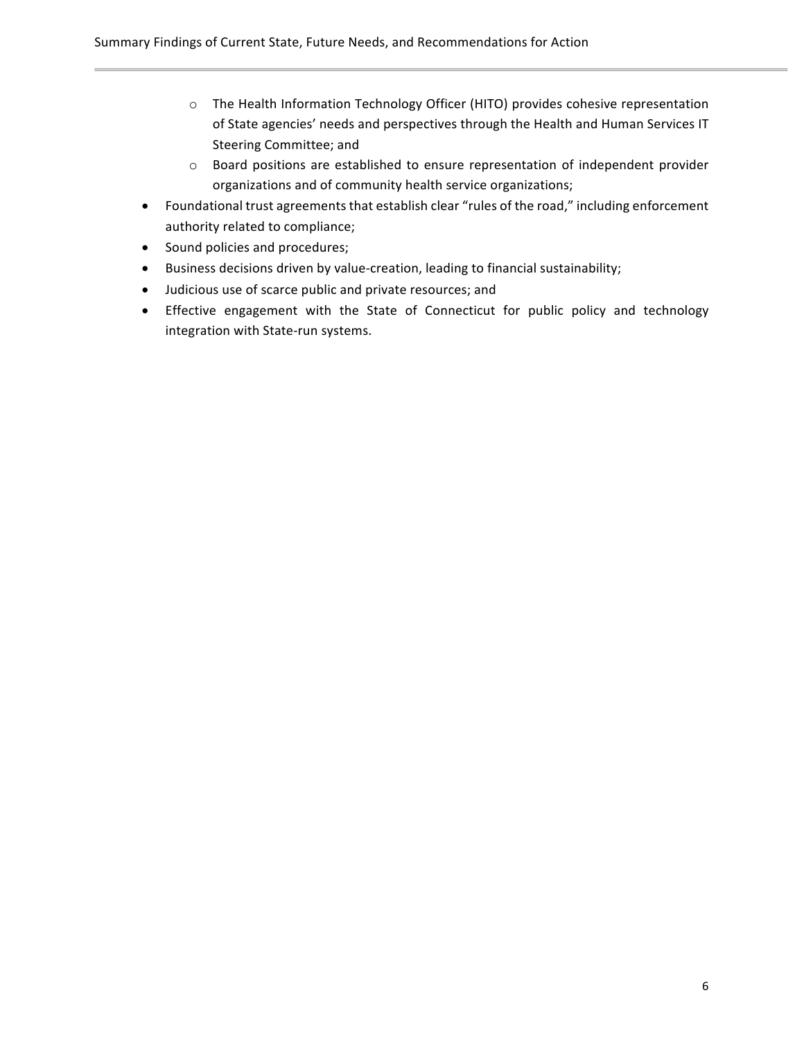- The Health Information Technology Officer (HITO) provides cohesive representation of State agencies' needs and perspectives through the Health and Human Services IT Steering Committee; and
    - Board positions are established to ensure representation of independent provider organizations and of community health service organizations;
- Foundational trust agreements that establish clear "rules of the road," including enforcement authority related to compliance;
- Sound policies and procedures;
- Business decisions driven by value-creation, leading to financial sustainability;
- Judicious use of scarce public and private resources; and
- Effective engagement with the State of Connecticut for public policy and technology integration with State-run systems.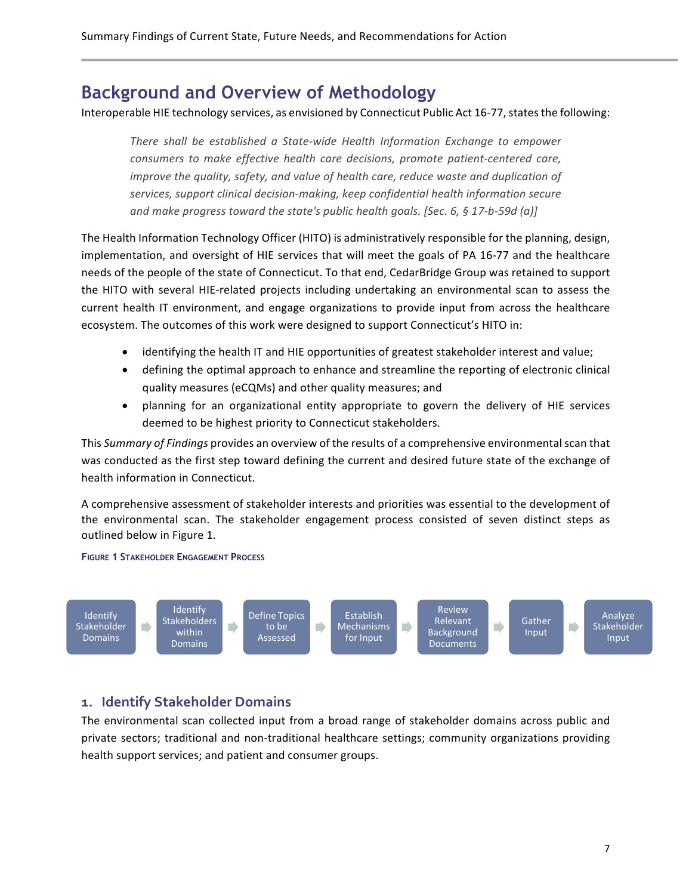# Background and Overview of Methodology

Interoperable HIE technology services, as envisioned by Connecticut Public Act 16-77, states the following:

> *There shall be established a State-wide Health Information Exchange to empower consumers to make effective health care decisions, promote patient-centered care, improve the quality, safety, and value of health care, reduce waste and duplication of services, support clinical decision-making, keep confidential health information secure and make progress toward the state's public health goals. [Sec. 6, § 17-b-59d (a)]*

The Health Information Technology Officer (HITO) is administratively responsible for the planning, design, implementation, and oversight of HIE services that will meet the goals of PA 16-77 and the healthcare needs of the people of the state of Connecticut. To that end, CedarBridge Group was retained to support the HITO with several HIE-related projects including undertaking an environmental scan to assess the current health IT environment, and engage organizations to provide input from across the healthcare ecosystem. The outcomes of this work were designed to support Connecticut's HITO in:

- identifying the health IT and HIE opportunities of greatest stakeholder interest and value;
- defining the optimal approach to enhance and streamline the reporting of electronic clinical quality measures (eCQMs) and other quality measures; and
- planning for an organizational entity appropriate to govern the delivery of HIE services deemed to be highest priority to Connecticut stakeholders.

This *Summary of Findings* provides an overview of the results of a comprehensive environmental scan that was conducted as the first step toward defining the current and desired future state of the exchange of health information in Connecticut.

A comprehensive assessment of stakeholder interests and priorities was essential to the development of the environmental scan. The stakeholder engagement process consisted of seven distinct steps as outlined below in Figure 1.

**Figure 1 Stakeholder Engagement Process**

Identify Stakeholder Domains → Identify Stakeholders within Domains → Define Topics to be Assessed → Establish Mechanisms for Input → Review Relevant Background Documents → Gather Input → Analyze Stakeholder Input

## 1. Identify Stakeholder Domains

The environmental scan collected input from a broad range of stakeholder domains across public and private sectors; traditional and non-traditional healthcare settings; community organizations providing health support services; and patient and consumer groups.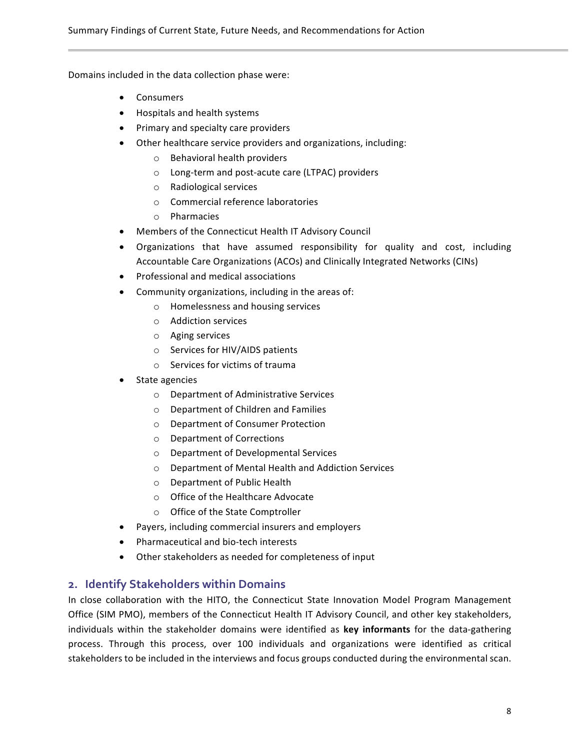Domains included in the data collection phase were:

- Consumers
- Hospitals and health systems
- Primary and specialty care providers
- Other healthcare service providers and organizations, including:
    - Behavioral health providers
    - Long-term and post-acute care (LTPAC) providers
    - Radiological services
    - Commercial reference laboratories
    - Pharmacies
- Members of the Connecticut Health IT Advisory Council
- Organizations that have assumed responsibility for quality and cost, including Accountable Care Organizations (ACOs) and Clinically Integrated Networks (CINs)
- Professional and medical associations
- Community organizations, including in the areas of:
    - Homelessness and housing services
    - Addiction services
    - Aging services
    - Services for HIV/AIDS patients
    - Services for victims of trauma
- State agencies
    - Department of Administrative Services
    - Department of Children and Families
    - Department of Consumer Protection
    - Department of Corrections
    - Department of Developmental Services
    - Department of Mental Health and Addiction Services
    - Department of Public Health
    - Office of the Healthcare Advocate
    - Office of the State Comptroller
- Payers, including commercial insurers and employers
- Pharmaceutical and bio-tech interests
- Other stakeholders as needed for completeness of input

## 2. Identify Stakeholders within Domains

In close collaboration with the HITO, the Connecticut State Innovation Model Program Management Office (SIM PMO), members of the Connecticut Health IT Advisory Council, and other key stakeholders, individuals within the stakeholder domains were identified as **key informants** for the data-gathering process. Through this process, over 100 individuals and organizations were identified as critical stakeholders to be included in the interviews and focus groups conducted during the environmental scan.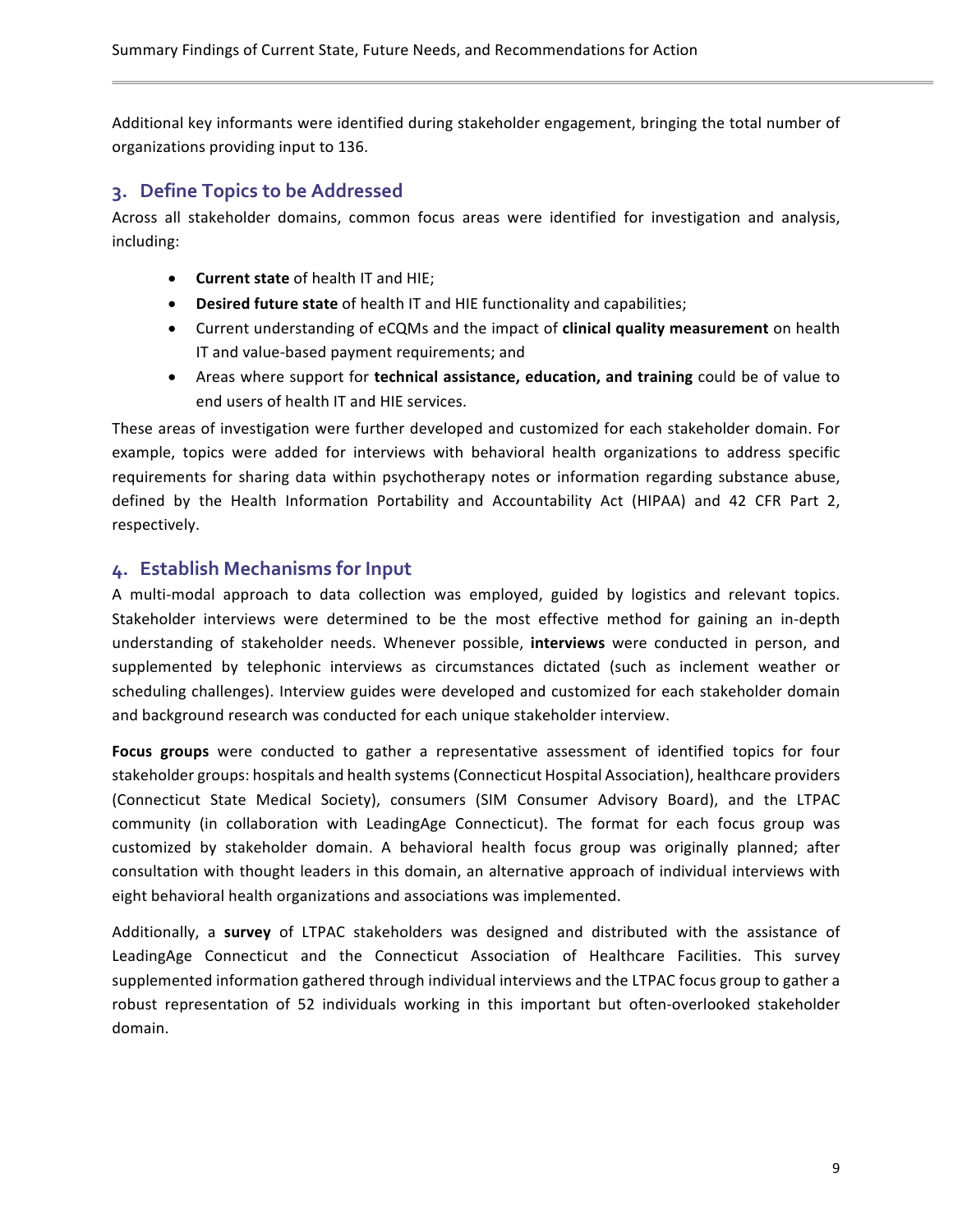Additional key informants were identified during stakeholder engagement, bringing the total number of organizations providing input to 136.

## 3. Define Topics to be Addressed

Across all stakeholder domains, common focus areas were identified for investigation and analysis, including:

- **Current state** of health IT and HIE;
- **Desired future state** of health IT and HIE functionality and capabilities;
- Current understanding of eCQMs and the impact of **clinical quality measurement** on health IT and value-based payment requirements; and
- Areas where support for **technical assistance, education, and training** could be of value to end users of health IT and HIE services.

These areas of investigation were further developed and customized for each stakeholder domain. For example, topics were added for interviews with behavioral health organizations to address specific requirements for sharing data within psychotherapy notes or information regarding substance abuse, defined by the Health Information Portability and Accountability Act (HIPAA) and 42 CFR Part 2, respectively.

## 4. Establish Mechanisms for Input

A multi-modal approach to data collection was employed, guided by logistics and relevant topics. Stakeholder interviews were determined to be the most effective method for gaining an in-depth understanding of stakeholder needs. Whenever possible, **interviews** were conducted in person, and supplemented by telephonic interviews as circumstances dictated (such as inclement weather or scheduling challenges). Interview guides were developed and customized for each stakeholder domain and background research was conducted for each unique stakeholder interview.

**Focus groups** were conducted to gather a representative assessment of identified topics for four stakeholder groups: hospitals and health systems (Connecticut Hospital Association), healthcare providers (Connecticut State Medical Society), consumers (SIM Consumer Advisory Board), and the LTPAC community (in collaboration with LeadingAge Connecticut). The format for each focus group was customized by stakeholder domain. A behavioral health focus group was originally planned; after consultation with thought leaders in this domain, an alternative approach of individual interviews with eight behavioral health organizations and associations was implemented.

Additionally, a **survey** of LTPAC stakeholders was designed and distributed with the assistance of LeadingAge Connecticut and the Connecticut Association of Healthcare Facilities. This survey supplemented information gathered through individual interviews and the LTPAC focus group to gather a robust representation of 52 individuals working in this important but often-overlooked stakeholder domain.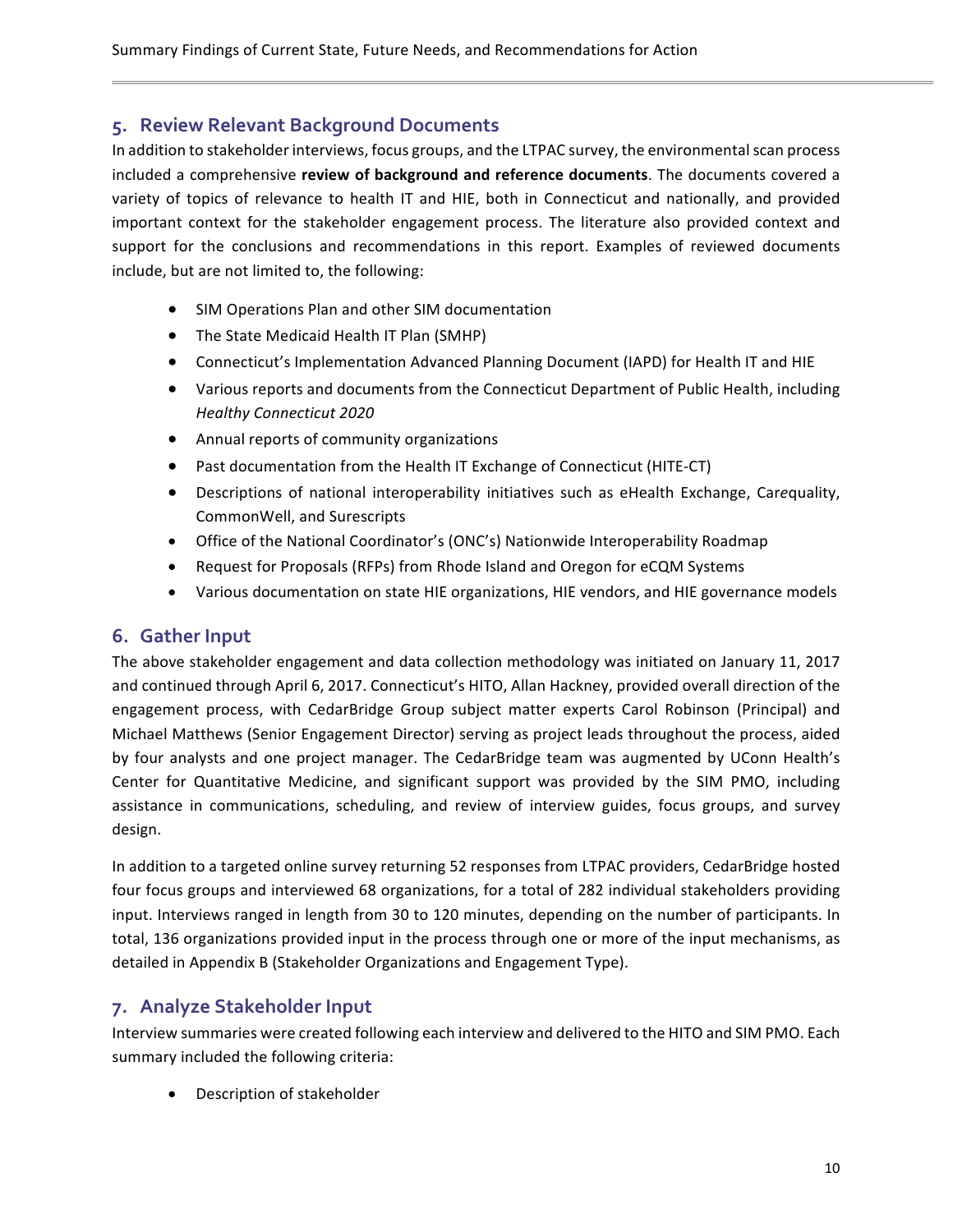## 5. Review Relevant Background Documents

In addition to stakeholder interviews, focus groups, and the LTPAC survey, the environmental scan process included a comprehensive **review of background and reference documents**. The documents covered a variety of topics of relevance to health IT and HIE, both in Connecticut and nationally, and provided important context for the stakeholder engagement process. The literature also provided context and support for the conclusions and recommendations in this report. Examples of reviewed documents include, but are not limited to, the following:

- SIM Operations Plan and other SIM documentation
- The State Medicaid Health IT Plan (SMHP)
- Connecticut's Implementation Advanced Planning Document (IAPD) for Health IT and HIE
- Various reports and documents from the Connecticut Department of Public Health, including *Healthy Connecticut 2020*
- Annual reports of community organizations
- Past documentation from the Health IT Exchange of Connecticut (HITE-CT)
- Descriptions of national interoperability initiatives such as eHealth Exchange, Car*e*quality, CommonWell, and Surescripts
- Office of the National Coordinator's (ONC's) Nationwide Interoperability Roadmap
- Request for Proposals (RFPs) from Rhode Island and Oregon for eCQM Systems
- Various documentation on state HIE organizations, HIE vendors, and HIE governance models

## 6. Gather Input

The above stakeholder engagement and data collection methodology was initiated on January 11, 2017 and continued through April 6, 2017. Connecticut's HITO, Allan Hackney, provided overall direction of the engagement process, with CedarBridge Group subject matter experts Carol Robinson (Principal) and Michael Matthews (Senior Engagement Director) serving as project leads throughout the process, aided by four analysts and one project manager. The CedarBridge team was augmented by UConn Health's Center for Quantitative Medicine, and significant support was provided by the SIM PMO, including assistance in communications, scheduling, and review of interview guides, focus groups, and survey design.

In addition to a targeted online survey returning 52 responses from LTPAC providers, CedarBridge hosted four focus groups and interviewed 68 organizations, for a total of 282 individual stakeholders providing input. Interviews ranged in length from 30 to 120 minutes, depending on the number of participants. In total, 136 organizations provided input in the process through one or more of the input mechanisms, as detailed in Appendix B (Stakeholder Organizations and Engagement Type).

## 7. Analyze Stakeholder Input

Interview summaries were created following each interview and delivered to the HITO and SIM PMO. Each summary included the following criteria:

- Description of stakeholder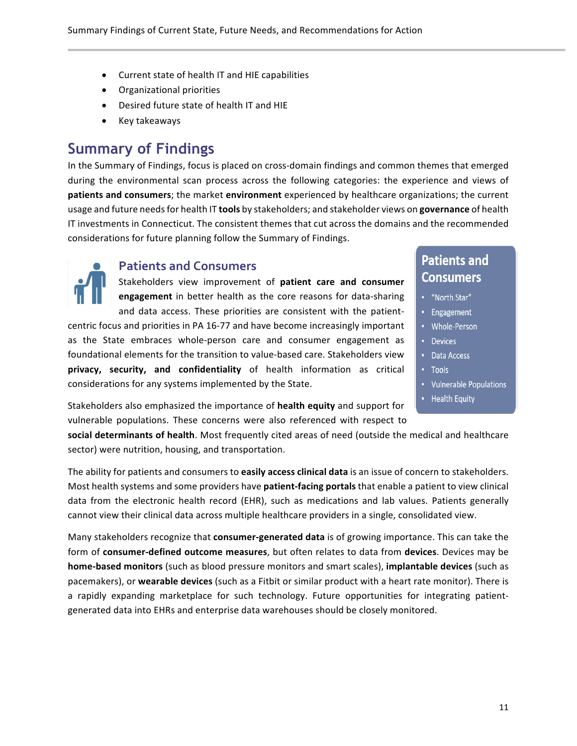- Current state of health IT and HIE capabilities
- Organizational priorities
- Desired future state of health IT and HIE
- Key takeaways

# Summary of Findings

In the Summary of Findings, focus is placed on cross-domain findings and common themes that emerged during the environmental scan process across the following categories: the experience and views of **patients and consumers**; the market **environment** experienced by healthcare organizations; the current usage and future needs for health IT **tools** by stakeholders; and stakeholder views on **governance** of health IT investments in Connecticut. The consistent themes that cut across the domains and the recommended considerations for future planning follow the Summary of Findings.

## Patients and Consumers

Stakeholders view improvement of **patient care and consumer engagement** in better health as the core reasons for data-sharing and data access. These priorities are consistent with the patient-centric focus and priorities in PA 16-77 and have become increasingly important as the State embraces whole-person care and consumer engagement as foundational elements for the transition to value-based care. Stakeholders view **privacy, security, and confidentiality** of health information as critical considerations for any systems implemented by the State.

> **Patients and Consumers**
> - "North Star"
> - Engagement
> - Whole-Person
> - Devices
> - Data Access
> - Tools
> - Vulnerable Populations
> - Health Equity

Stakeholders also emphasized the importance of **health equity** and support for vulnerable populations. These concerns were also referenced with respect to **social determinants of health**. Most frequently cited areas of need (outside the medical and healthcare sector) were nutrition, housing, and transportation.

The ability for patients and consumers to **easily access clinical data** is an issue of concern to stakeholders. Most health systems and some providers have **patient-facing portals** that enable a patient to view clinical data from the electronic health record (EHR), such as medications and lab values. Patients generally cannot view their clinical data across multiple healthcare providers in a single, consolidated view.

Many stakeholders recognize that **consumer-generated data** is of growing importance. This can take the form of **consumer-defined outcome measures**, but often relates to data from **devices**. Devices may be **home-based monitors** (such as blood pressure monitors and smart scales), **implantable devices** (such as pacemakers), or **wearable devices** (such as a Fitbit or similar product with a heart rate monitor). There is a rapidly expanding marketplace for such technology. Future opportunities for integrating patient-generated data into EHRs and enterprise data warehouses should be closely monitored.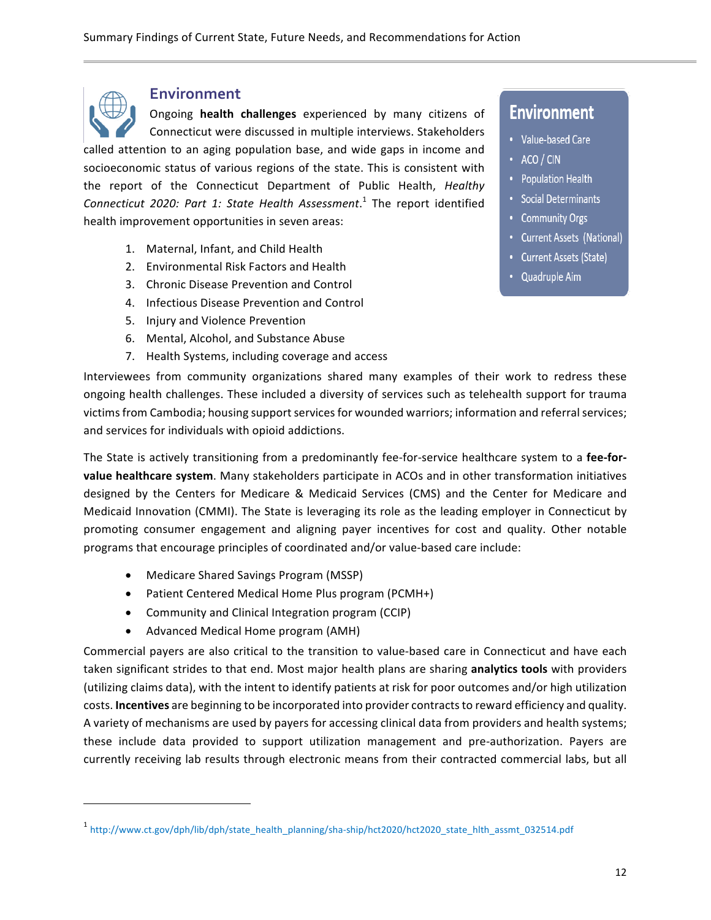## Environment

Ongoing **health challenges** experienced by many citizens of Connecticut were discussed in multiple interviews. Stakeholders called attention to an aging population base, and wide gaps in income and socioeconomic status of various regions of the state. This is consistent with the report of the Connecticut Department of Public Health, *Healthy Connecticut 2020: Part 1: State Health Assessment*.[1] The report identified health improvement opportunities in seven areas:

> **Environment**
> - Value-based Care
> - ACO / CIN
> - Population Health
> - Social Determinants
> - Community Orgs
> - Current Assets (National)
> - Current Assets (State)
> - Quadruple Aim

1. Maternal, Infant, and Child Health
2. Environmental Risk Factors and Health
3. Chronic Disease Prevention and Control
4. Infectious Disease Prevention and Control
5. Injury and Violence Prevention
6. Mental, Alcohol, and Substance Abuse
7. Health Systems, including coverage and access

Interviewees from community organizations shared many examples of their work to redress these ongoing health challenges. These included a diversity of services such as telehealth support for trauma victims from Cambodia; housing support services for wounded warriors; information and referral services; and services for individuals with opioid addictions.

The State is actively transitioning from a predominantly fee-for-service healthcare system to a **fee-for-value healthcare system**. Many stakeholders participate in ACOs and in other transformation initiatives designed by the Centers for Medicare & Medicaid Services (CMS) and the Center for Medicare and Medicaid Innovation (CMMI). The State is leveraging its role as the leading employer in Connecticut by promoting consumer engagement and aligning payer incentives for cost and quality. Other notable programs that encourage principles of coordinated and/or value-based care include:

- Medicare Shared Savings Program (MSSP)
- Patient Centered Medical Home Plus program (PCMH+)
- Community and Clinical Integration program (CCIP)
- Advanced Medical Home program (AMH)

Commercial payers are also critical to the transition to value-based care in Connecticut and have each taken significant strides to that end. Most major health plans are sharing **analytics tools** with providers (utilizing claims data), with the intent to identify patients at risk for poor outcomes and/or high utilization costs. **Incentives** are beginning to be incorporated into provider contracts to reward efficiency and quality. A variety of mechanisms are used by payers for accessing clinical data from providers and health systems; these include data provided to support utilization management and pre-authorization. Payers are currently receiving lab results through electronic means from their contracted commercial labs, but all

---

[1] http://www.ct.gov/dph/lib/dph/state_health_planning/sha-ship/hct2020/hct2020_state_hlth_assmt_032514.pdf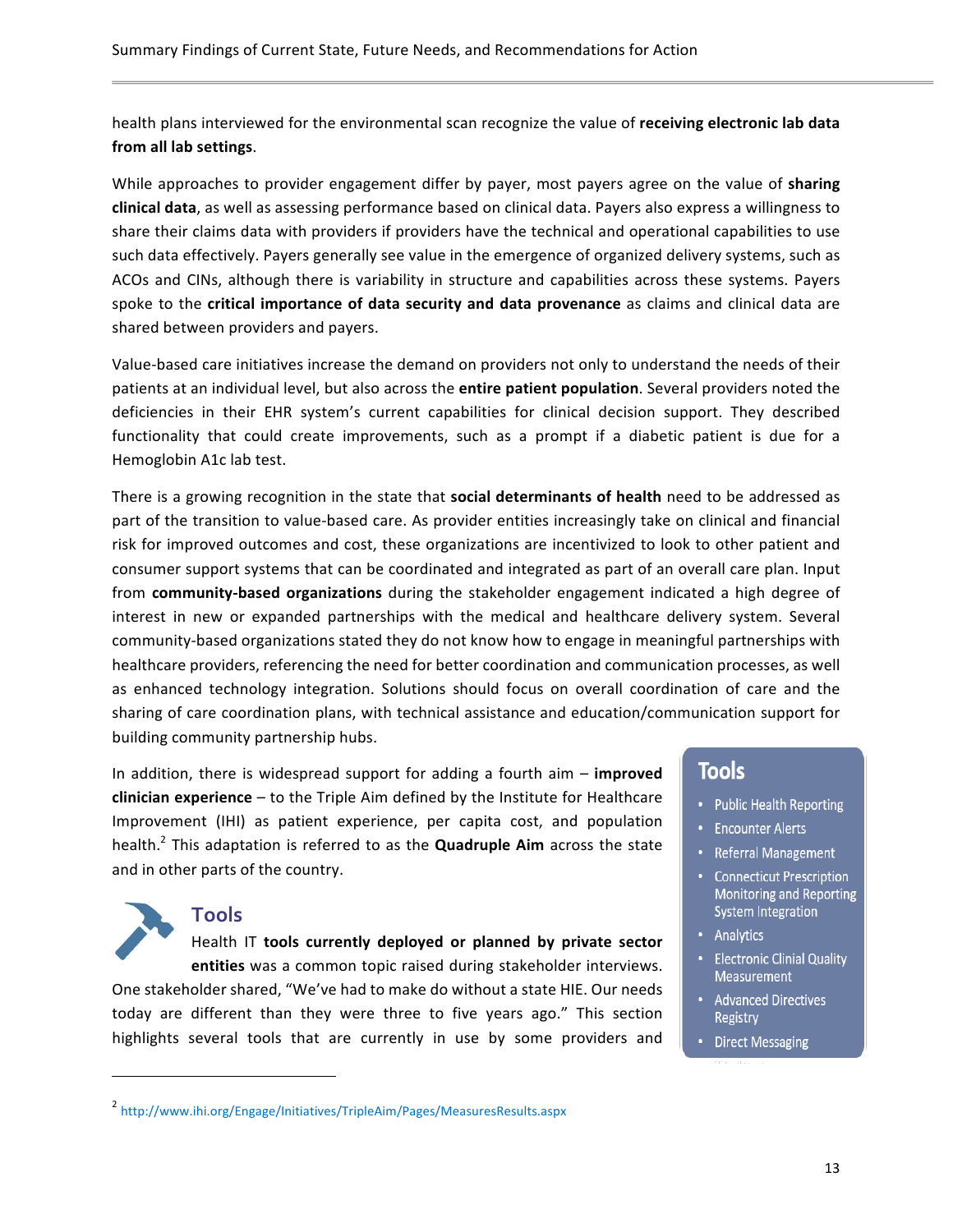health plans interviewed for the environmental scan recognize the value of **receiving electronic lab data from all lab settings**.

While approaches to provider engagement differ by payer, most payers agree on the value of **sharing clinical data**, as well as assessing performance based on clinical data. Payers also express a willingness to share their claims data with providers if providers have the technical and operational capabilities to use such data effectively. Payers generally see value in the emergence of organized delivery systems, such as ACOs and CINs, although there is variability in structure and capabilities across these systems. Payers spoke to the **critical importance of data security and data provenance** as claims and clinical data are shared between providers and payers.

Value-based care initiatives increase the demand on providers not only to understand the needs of their patients at an individual level, but also across the **entire patient population**. Several providers noted the deficiencies in their EHR system's current capabilities for clinical decision support. They described functionality that could create improvements, such as a prompt if a diabetic patient is due for a Hemoglobin A1c lab test.

There is a growing recognition in the state that **social determinants of health** need to be addressed as part of the transition to value-based care. As provider entities increasingly take on clinical and financial risk for improved outcomes and cost, these organizations are incentivized to look to other patient and consumer support systems that can be coordinated and integrated as part of an overall care plan. Input from **community-based organizations** during the stakeholder engagement indicated a high degree of interest in new or expanded partnerships with the medical and healthcare delivery system. Several community-based organizations stated they do not know how to engage in meaningful partnerships with healthcare providers, referencing the need for better coordination and communication processes, as well as enhanced technology integration. Solutions should focus on overall coordination of care and the sharing of care coordination plans, with technical assistance and education/communication support for building community partnership hubs.

In addition, there is widespread support for adding a fourth aim – **improved clinician experience** – to the Triple Aim defined by the Institute for Healthcare Improvement (IHI) as patient experience, per capita cost, and population health.[2] This adaptation is referred to as the **Quadruple Aim** across the state and in other parts of the country.

## Tools

Health IT **tools currently deployed or planned by private sector entities** was a common topic raised during stakeholder interviews. One stakeholder shared, "We've had to make do without a state HIE. Our needs today are different than they were three to five years ago." This section highlights several tools that are currently in use by some providers and

**Tools**

- Public Health Reporting
- Encounter Alerts
- Referral Management
- Connecticut Prescription Monitoring and Reporting System Integration
- Analytics
- Electronic Clinial Quality Measurement
- Advanced Directives Registry
- Direct Messaging

[2] http://www.ihi.org/Engage/Initiatives/TripleAim/Pages/MeasuresResults.aspx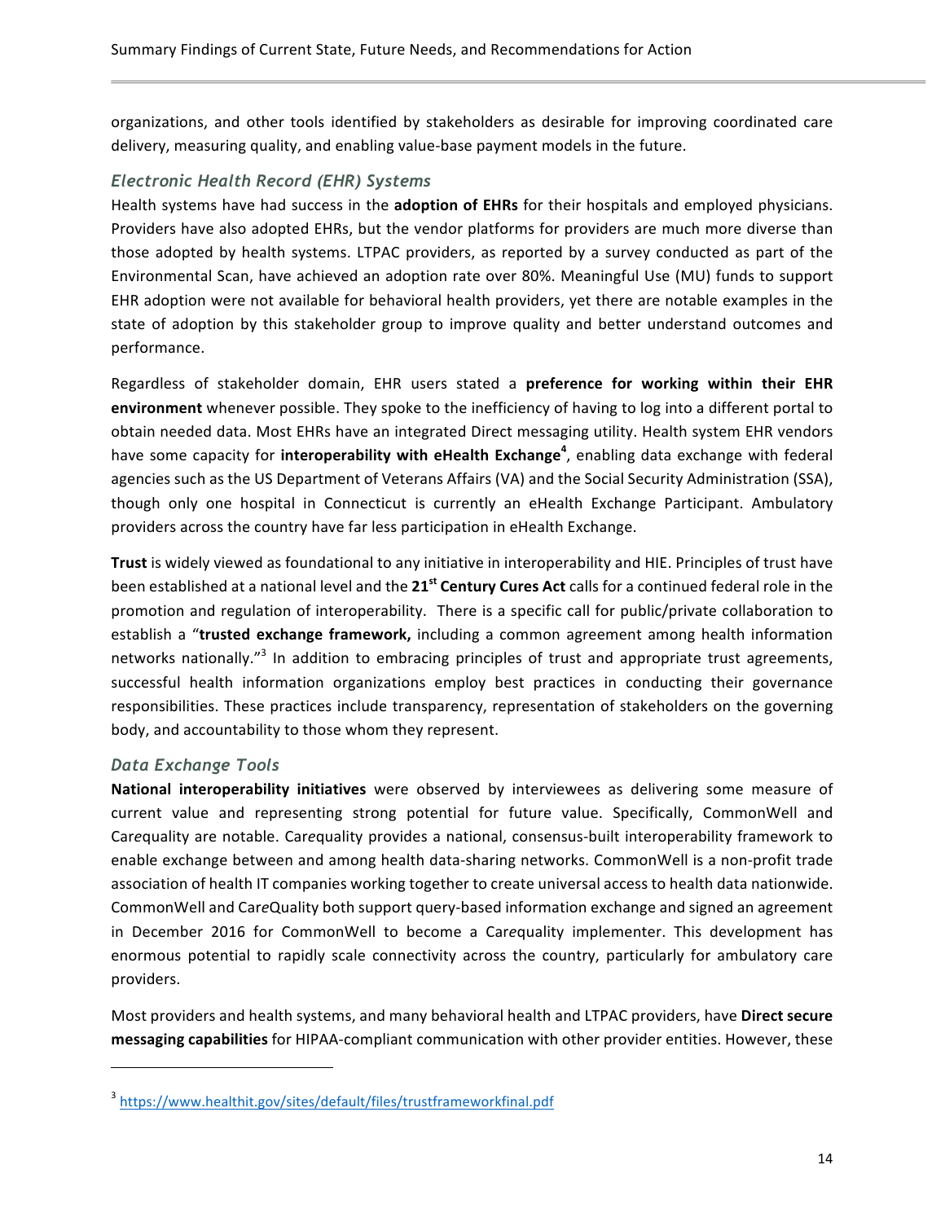organizations, and other tools identified by stakeholders as desirable for improving coordinated care delivery, measuring quality, and enabling value-base payment models in the future.

### *Electronic Health Record (EHR) Systems*

Health systems have had success in the **adoption of EHRs** for their hospitals and employed physicians. Providers have also adopted EHRs, but the vendor platforms for providers are much more diverse than those adopted by health systems. LTPAC providers, as reported by a survey conducted as part of the Environmental Scan, have achieved an adoption rate over 80%. Meaningful Use (MU) funds to support EHR adoption were not available for behavioral health providers, yet there are notable examples in the state of adoption by this stakeholder group to improve quality and better understand outcomes and performance.

Regardless of stakeholder domain, EHR users stated a **preference for working within their EHR environment** whenever possible. They spoke to the inefficiency of having to log into a different portal to obtain needed data. Most EHRs have an integrated Direct messaging utility. Health system EHR vendors have some capacity for **interoperability with eHealth Exchange**[4], enabling data exchange with federal agencies such as the US Department of Veterans Affairs (VA) and the Social Security Administration (SSA), though only one hospital in Connecticut is currently an eHealth Exchange Participant. Ambulatory providers across the country have far less participation in eHealth Exchange.

**Trust** is widely viewed as foundational to any initiative in interoperability and HIE. Principles of trust have been established at a national level and the **21st Century Cures Act** calls for a continued federal role in the promotion and regulation of interoperability. There is a specific call for public/private collaboration to establish a "**trusted exchange framework,** including a common agreement among health information networks nationally."[3] In addition to embracing principles of trust and appropriate trust agreements, successful health information organizations employ best practices in conducting their governance responsibilities. These practices include transparency, representation of stakeholders on the governing body, and accountability to those whom they represent.

### *Data Exchange Tools*

**National interoperability initiatives** were observed by interviewees as delivering some measure of current value and representing strong potential for future value. Specifically, CommonWell and Car*e*quality are notable. Car*e*quality provides a national, consensus-built interoperability framework to enable exchange between and among health data-sharing networks. CommonWell is a non-profit trade association of health IT companies working together to create universal access to health data nationwide. CommonWell and Car*e*Quality both support query-based information exchange and signed an agreement in December 2016 for CommonWell to become a Car*e*quality implementer. This development has enormous potential to rapidly scale connectivity across the country, particularly for ambulatory care providers.

Most providers and health systems, and many behavioral health and LTPAC providers, have **Direct secure messaging capabilities** for HIPAA-compliant communication with other provider entities. However, these

---

[3] https://www.healthit.gov/sites/default/files/trustframeworkfinal.pdf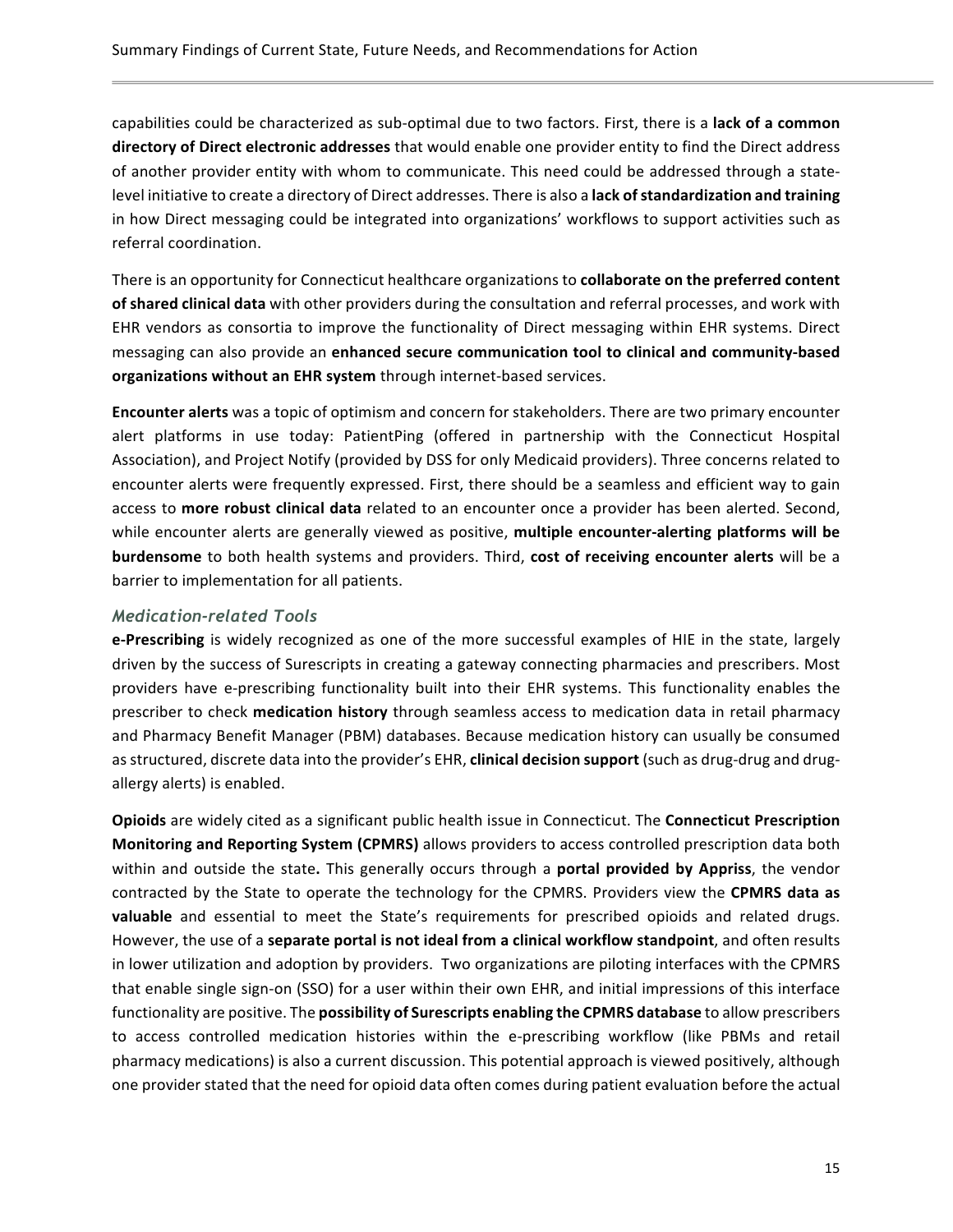capabilities could be characterized as sub-optimal due to two factors. First, there is a **lack of a common directory of Direct electronic addresses** that would enable one provider entity to find the Direct address of another provider entity with whom to communicate. This need could be addressed through a state-level initiative to create a directory of Direct addresses. There is also a **lack of standardization and training** in how Direct messaging could be integrated into organizations' workflows to support activities such as referral coordination.

There is an opportunity for Connecticut healthcare organizations to **collaborate on the preferred content of shared clinical data** with other providers during the consultation and referral processes, and work with EHR vendors as consortia to improve the functionality of Direct messaging within EHR systems. Direct messaging can also provide an **enhanced secure communication tool to clinical and community-based organizations without an EHR system** through internet-based services.

**Encounter alerts** was a topic of optimism and concern for stakeholders. There are two primary encounter alert platforms in use today: PatientPing (offered in partnership with the Connecticut Hospital Association), and Project Notify (provided by DSS for only Medicaid providers). Three concerns related to encounter alerts were frequently expressed. First, there should be a seamless and efficient way to gain access to **more robust clinical data** related to an encounter once a provider has been alerted. Second, while encounter alerts are generally viewed as positive, **multiple encounter-alerting platforms will be burdensome** to both health systems and providers. Third, **cost of receiving encounter alerts** will be a barrier to implementation for all patients.

### *Medication-related Tools*

**e-Prescribing** is widely recognized as one of the more successful examples of HIE in the state, largely driven by the success of Surescripts in creating a gateway connecting pharmacies and prescribers. Most providers have e-prescribing functionality built into their EHR systems. This functionality enables the prescriber to check **medication history** through seamless access to medication data in retail pharmacy and Pharmacy Benefit Manager (PBM) databases. Because medication history can usually be consumed as structured, discrete data into the provider's EHR, **clinical decision support** (such as drug-drug and drug-allergy alerts) is enabled.

**Opioids** are widely cited as a significant public health issue in Connecticut. The **Connecticut Prescription Monitoring and Reporting System (CPMRS)** allows providers to access controlled prescription data both within and outside the state**.** This generally occurs through a **portal provided by Appriss**, the vendor contracted by the State to operate the technology for the CPMRS. Providers view the **CPMRS data as valuable** and essential to meet the State's requirements for prescribed opioids and related drugs. However, the use of a **separate portal is not ideal from a clinical workflow standpoint**, and often results in lower utilization and adoption by providers. Two organizations are piloting interfaces with the CPMRS that enable single sign-on (SSO) for a user within their own EHR, and initial impressions of this interface functionality are positive. The **possibility of Surescripts enabling the CPMRS database** to allow prescribers to access controlled medication histories within the e-prescribing workflow (like PBMs and retail pharmacy medications) is also a current discussion. This potential approach is viewed positively, although one provider stated that the need for opioid data often comes during patient evaluation before the actual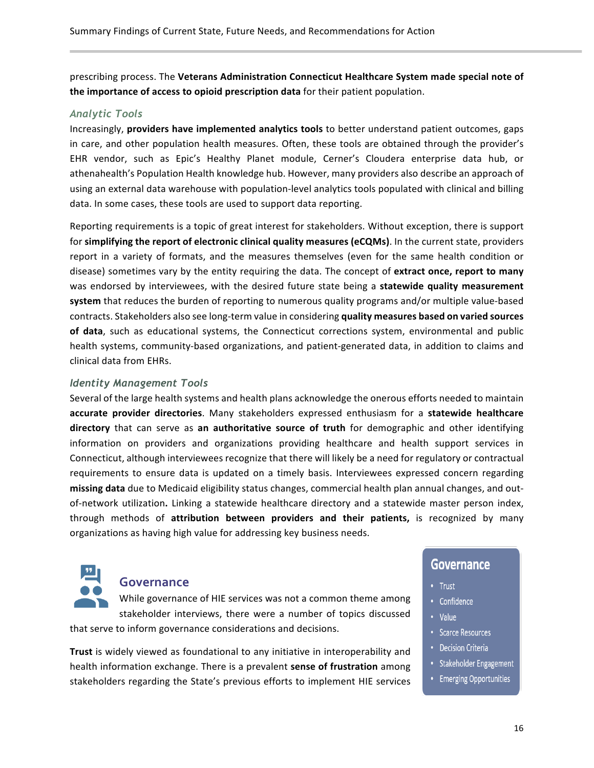prescribing process. The **Veterans Administration Connecticut Healthcare System made special note of the importance of access to opioid prescription data** for their patient population.

### *Analytic Tools*

Increasingly, **providers have implemented analytics tools** to better understand patient outcomes, gaps in care, and other population health measures. Often, these tools are obtained through the provider's EHR vendor, such as Epic's Healthy Planet module, Cerner's Cloudera enterprise data hub, or athenahealth's Population Health knowledge hub. However, many providers also describe an approach of using an external data warehouse with population-level analytics tools populated with clinical and billing data. In some cases, these tools are used to support data reporting.

Reporting requirements is a topic of great interest for stakeholders. Without exception, there is support for **simplifying the report of electronic clinical quality measures (eCQMs)**. In the current state, providers report in a variety of formats, and the measures themselves (even for the same health condition or disease) sometimes vary by the entity requiring the data. The concept of **extract once, report to many** was endorsed by interviewees, with the desired future state being a **statewide quality measurement system** that reduces the burden of reporting to numerous quality programs and/or multiple value-based contracts. Stakeholders also see long-term value in considering **quality measures based on varied sources of data**, such as educational systems, the Connecticut corrections system, environmental and public health systems, community-based organizations, and patient-generated data, in addition to claims and clinical data from EHRs.

### *Identity Management Tools*

Several of the large health systems and health plans acknowledge the onerous efforts needed to maintain **accurate provider directories**. Many stakeholders expressed enthusiasm for a **statewide healthcare directory** that can serve as **an authoritative source of truth** for demographic and other identifying information on providers and organizations providing healthcare and health support services in Connecticut, although interviewees recognize that there will likely be a need for regulatory or contractual requirements to ensure data is updated on a timely basis. Interviewees expressed concern regarding **missing data** due to Medicaid eligibility status changes, commercial health plan annual changes, and out-of-network utilization**.** Linking a statewide healthcare directory and a statewide master person index, through methods of **attribution between providers and their patients,** is recognized by many organizations as having high value for addressing key business needs.

## Governance

While governance of HIE services was not a common theme among stakeholder interviews, there were a number of topics discussed that serve to inform governance considerations and decisions.

**Governance**

- Trust
- Confidence
- Value
- Scarce Resources
- Decision Criteria
- Stakeholder Engagement
- Emerging Opportunities

**Trust** is widely viewed as foundational to any initiative in interoperability and health information exchange. There is a prevalent **sense of frustration** among stakeholders regarding the State's previous efforts to implement HIE services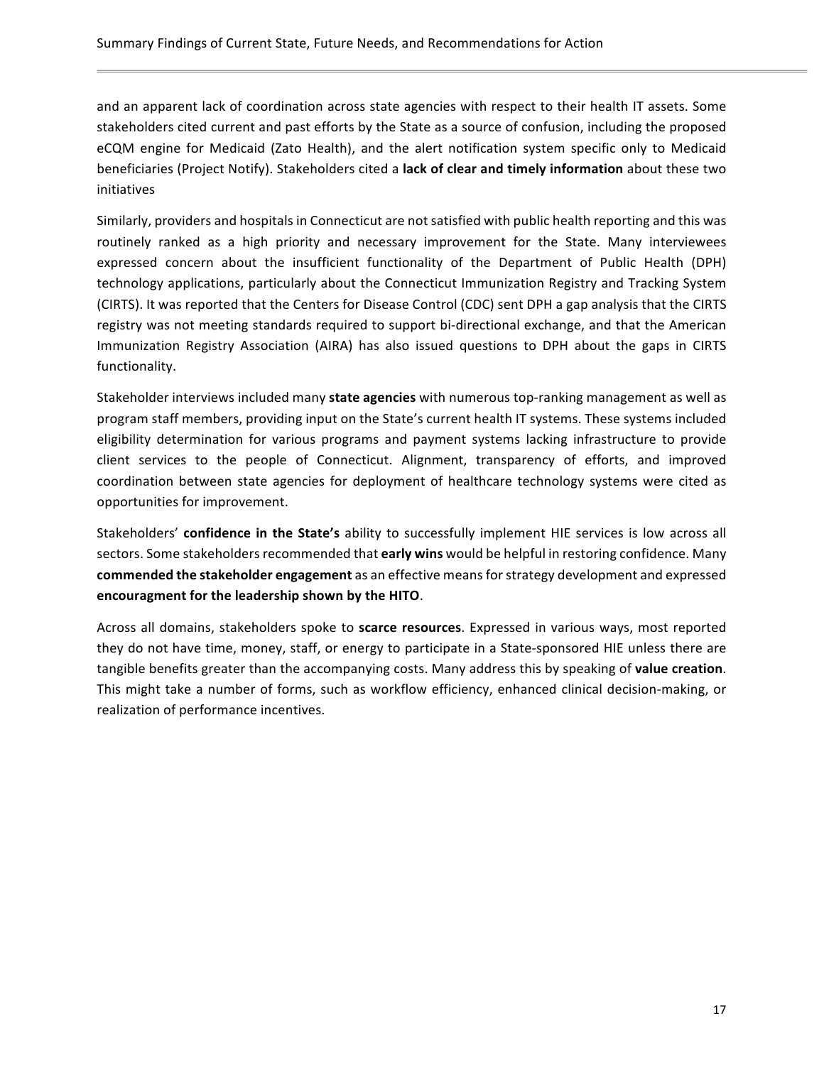and an apparent lack of coordination across state agencies with respect to their health IT assets. Some stakeholders cited current and past efforts by the State as a source of confusion, including the proposed eCQM engine for Medicaid (Zato Health), and the alert notification system specific only to Medicaid beneficiaries (Project Notify). Stakeholders cited a **lack of clear and timely information** about these two initiatives

Similarly, providers and hospitals in Connecticut are not satisfied with public health reporting and this was routinely ranked as a high priority and necessary improvement for the State. Many interviewees expressed concern about the insufficient functionality of the Department of Public Health (DPH) technology applications, particularly about the Connecticut Immunization Registry and Tracking System (CIRTS). It was reported that the Centers for Disease Control (CDC) sent DPH a gap analysis that the CIRTS registry was not meeting standards required to support bi-directional exchange, and that the American Immunization Registry Association (AIRA) has also issued questions to DPH about the gaps in CIRTS functionality.

Stakeholder interviews included many **state agencies** with numerous top-ranking management as well as program staff members, providing input on the State's current health IT systems. These systems included eligibility determination for various programs and payment systems lacking infrastructure to provide client services to the people of Connecticut. Alignment, transparency of efforts, and improved coordination between state agencies for deployment of healthcare technology systems were cited as opportunities for improvement.

Stakeholders' **confidence in the State's** ability to successfully implement HIE services is low across all sectors. Some stakeholders recommended that **early wins** would be helpful in restoring confidence. Many **commended the stakeholder engagement** as an effective means for strategy development and expressed **encouragment for the leadership shown by the HITO**.

Across all domains, stakeholders spoke to **scarce resources**. Expressed in various ways, most reported they do not have time, money, staff, or energy to participate in a State-sponsored HIE unless there are tangible benefits greater than the accompanying costs. Many address this by speaking of **value creation**. This might take a number of forms, such as workflow efficiency, enhanced clinical decision-making, or realization of performance incentives.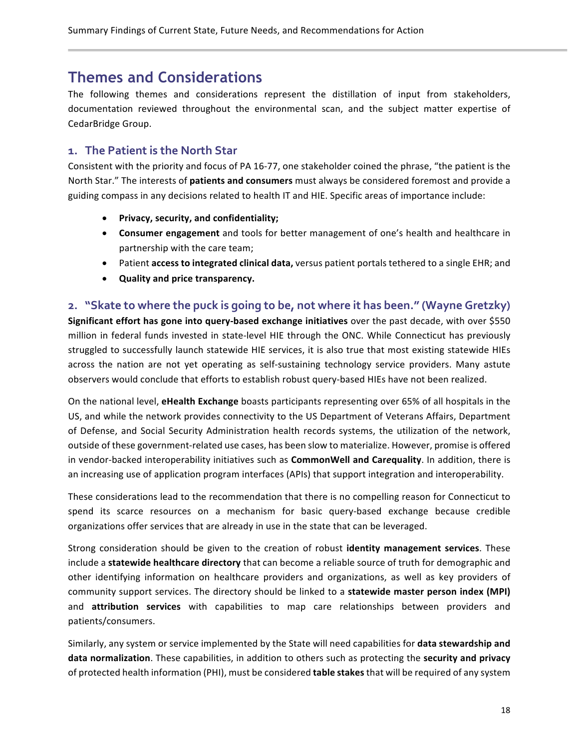# Themes and Considerations

The following themes and considerations represent the distillation of input from stakeholders, documentation reviewed throughout the environmental scan, and the subject matter expertise of CedarBridge Group.

## 1. The Patient is the North Star

Consistent with the priority and focus of PA 16-77, one stakeholder coined the phrase, "the patient is the North Star." The interests of **patients and consumers** must always be considered foremost and provide a guiding compass in any decisions related to health IT and HIE. Specific areas of importance include:

- **Privacy, security, and confidentiality;**
- **Consumer engagement** and tools for better management of one's health and healthcare in partnership with the care team;
- Patient **access to integrated clinical data,** versus patient portals tethered to a single EHR; and
- **Quality and price transparency.**

## 2. "Skate to where the puck is going to be, not where it has been." (Wayne Gretzky)

**Significant effort has gone into query-based exchange initiatives** over the past decade, with over $550 million in federal funds invested in state-level HIE through the ONC. While Connecticut has previously struggled to successfully launch statewide HIE services, it is also true that most existing statewide HIEs across the nation are not yet operating as self-sustaining technology service providers. Many astute observers would conclude that efforts to establish robust query-based HIEs have not been realized.

On the national level, **eHealth Exchange** boasts participants representing over 65% of all hospitals in the US, and while the network provides connectivity to the US Department of Veterans Affairs, Department of Defense, and Social Security Administration health records systems, the utilization of the network, outside of these government-related use cases, has been slow to materialize. However, promise is offered in vendor-backed interoperability initiatives such as **CommonWell and Car*e*quality**. In addition, there is an increasing use of application program interfaces (APIs) that support integration and interoperability.

These considerations lead to the recommendation that there is no compelling reason for Connecticut to spend its scarce resources on a mechanism for basic query-based exchange because credible organizations offer services that are already in use in the state that can be leveraged.

Strong consideration should be given to the creation of robust **identity management services**. These include a **statewide healthcare directory** that can become a reliable source of truth for demographic and other identifying information on healthcare providers and organizations, as well as key providers of community support services. The directory should be linked to a **statewide master person index (MPI)** and **attribution services** with capabilities to map care relationships between providers and patients/consumers.

Similarly, any system or service implemented by the State will need capabilities for **data stewardship and data normalization**. These capabilities, in addition to others such as protecting the **security and privacy** of protected health information (PHI), must be considered **table stakes** that will be required of any system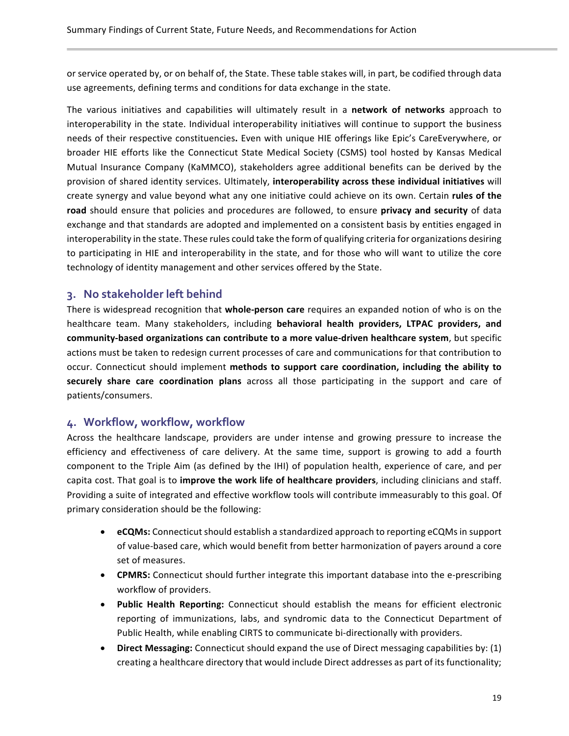or service operated by, or on behalf of, the State. These table stakes will, in part, be codified through data use agreements, defining terms and conditions for data exchange in the state.

The various initiatives and capabilities will ultimately result in a **network of networks** approach to interoperability in the state. Individual interoperability initiatives will continue to support the business needs of their respective constituencies**.** Even with unique HIE offerings like Epic's CareEverywhere, or broader HIE efforts like the Connecticut State Medical Society (CSMS) tool hosted by Kansas Medical Mutual Insurance Company (KaMMCO), stakeholders agree additional benefits can be derived by the provision of shared identity services. Ultimately, **interoperability across these individual initiatives** will create synergy and value beyond what any one initiative could achieve on its own. Certain **rules of the road** should ensure that policies and procedures are followed, to ensure **privacy and security** of data exchange and that standards are adopted and implemented on a consistent basis by entities engaged in interoperability in the state. These rules could take the form of qualifying criteria for organizations desiring to participating in HIE and interoperability in the state, and for those who will want to utilize the core technology of identity management and other services offered by the State.

## 3. No stakeholder left behind

There is widespread recognition that **whole-person care** requires an expanded notion of who is on the healthcare team. Many stakeholders, including **behavioral health providers, LTPAC providers, and community-based organizations can contribute to a more value-driven healthcare system**, but specific actions must be taken to redesign current processes of care and communications for that contribution to occur. Connecticut should implement **methods to support care coordination, including the ability to securely share care coordination plans** across all those participating in the support and care of patients/consumers.

## 4. Workflow, workflow, workflow

Across the healthcare landscape, providers are under intense and growing pressure to increase the efficiency and effectiveness of care delivery. At the same time, support is growing to add a fourth component to the Triple Aim (as defined by the IHI) of population health, experience of care, and per capita cost. That goal is to **improve the work life of healthcare providers**, including clinicians and staff. Providing a suite of integrated and effective workflow tools will contribute immeasurably to this goal. Of primary consideration should be the following:

- **eCQMs:** Connecticut should establish a standardized approach to reporting eCQMs in support of value-based care, which would benefit from better harmonization of payers around a core set of measures.
- **CPMRS:** Connecticut should further integrate this important database into the e-prescribing workflow of providers.
- **Public Health Reporting:** Connecticut should establish the means for efficient electronic reporting of immunizations, labs, and syndromic data to the Connecticut Department of Public Health, while enabling CIRTS to communicate bi-directionally with providers.
- **Direct Messaging:** Connecticut should expand the use of Direct messaging capabilities by: (1) creating a healthcare directory that would include Direct addresses as part of its functionality;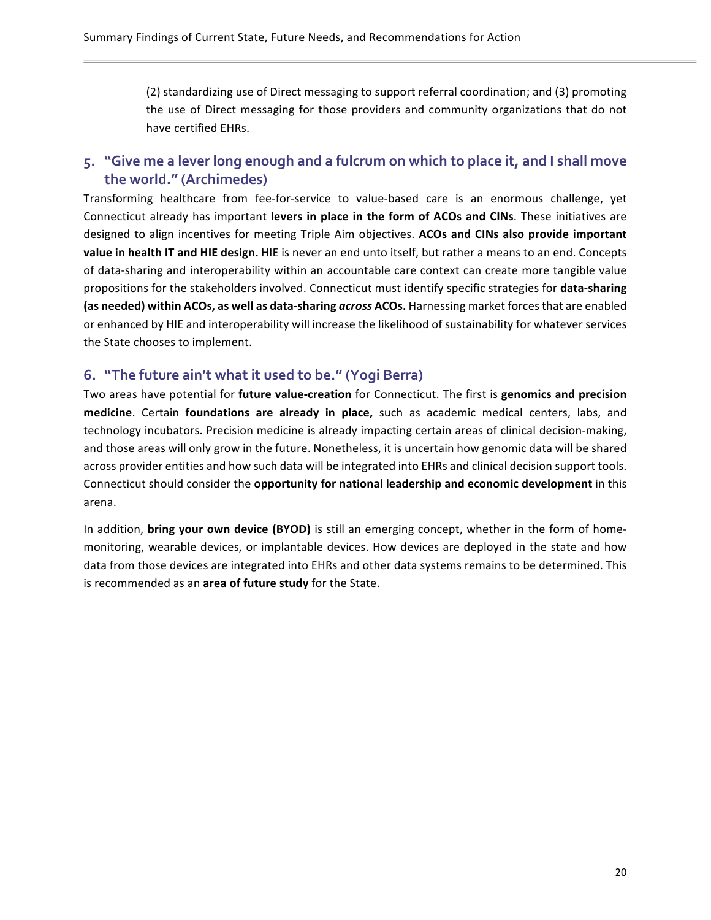(2) standardizing use of Direct messaging to support referral coordination; and (3) promoting the use of Direct messaging for those providers and community organizations that do not have certified EHRs.

## 5. "Give me a lever long enough and a fulcrum on which to place it, and I shall move the world." (Archimedes)

Transforming healthcare from fee-for-service to value-based care is an enormous challenge, yet Connecticut already has important **levers in place in the form of ACOs and CINs**. These initiatives are designed to align incentives for meeting Triple Aim objectives. **ACOs and CINs also provide important value in health IT and HIE design.** HIE is never an end unto itself, but rather a means to an end. Concepts of data-sharing and interoperability within an accountable care context can create more tangible value propositions for the stakeholders involved. Connecticut must identify specific strategies for **data-sharing (as needed) within ACOs, as well as data-sharing *across* ACOs.** Harnessing market forces that are enabled or enhanced by HIE and interoperability will increase the likelihood of sustainability for whatever services the State chooses to implement.

## 6. "The future ain't what it used to be." (Yogi Berra)

Two areas have potential for **future value-creation** for Connecticut. The first is **genomics and precision medicine**. Certain **foundations are already in place,** such as academic medical centers, labs, and technology incubators. Precision medicine is already impacting certain areas of clinical decision-making, and those areas will only grow in the future. Nonetheless, it is uncertain how genomic data will be shared across provider entities and how such data will be integrated into EHRs and clinical decision support tools. Connecticut should consider the **opportunity for national leadership and economic development** in this arena.

In addition, **bring your own device (BYOD)** is still an emerging concept, whether in the form of home-monitoring, wearable devices, or implantable devices. How devices are deployed in the state and how data from those devices are integrated into EHRs and other data systems remains to be determined. This is recommended as an **area of future study** for the State.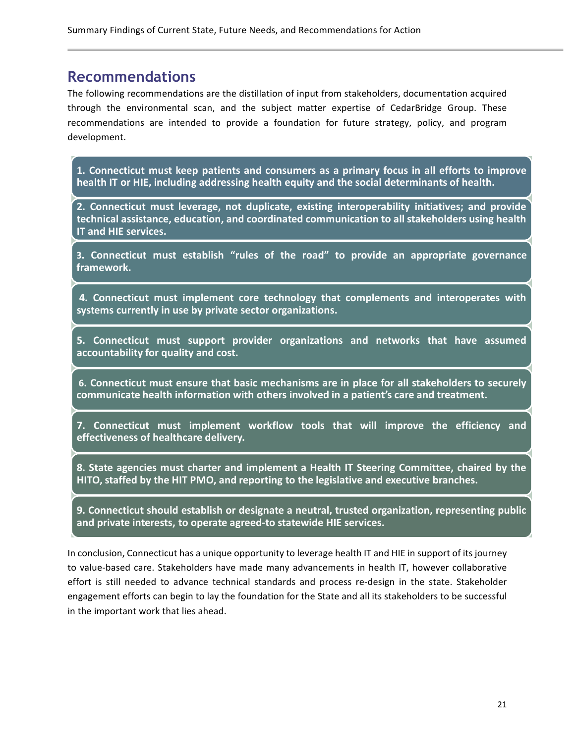## Recommendations

The following recommendations are the distillation of input from stakeholders, documentation acquired through the environmental scan, and the subject matter expertise of CedarBridge Group. These recommendations are intended to provide a foundation for future strategy, policy, and program development.

**1. Connecticut must keep patients and consumers as a primary focus in all efforts to improve health IT or HIE, including addressing health equity and the social determinants of health.**

**2. Connecticut must leverage, not duplicate, existing interoperability initiatives; and provide technical assistance, education, and coordinated communication to all stakeholders using health IT and HIE services.**

**3. Connecticut must establish "rules of the road" to provide an appropriate governance framework.**

**4. Connecticut must implement core technology that complements and interoperates with systems currently in use by private sector organizations.**

**5. Connecticut must support provider organizations and networks that have assumed accountability for quality and cost.**

**6. Connecticut must ensure that basic mechanisms are in place for all stakeholders to securely communicate health information with others involved in a patient's care and treatment.**

**7. Connecticut must implement workflow tools that will improve the efficiency and effectiveness of healthcare delivery.**

**8. State agencies must charter and implement a Health IT Steering Committee, chaired by the HITO, staffed by the HIT PMO, and reporting to the legislative and executive branches.**

**9. Connecticut should establish or designate a neutral, trusted organization, representing public and private interests, to operate agreed-to statewide HIE services.**

In conclusion, Connecticut has a unique opportunity to leverage health IT and HIE in support of its journey to value-based care. Stakeholders have made many advancements in health IT, however collaborative effort is still needed to advance technical standards and process re-design in the state. Stakeholder engagement efforts can begin to lay the foundation for the State and all its stakeholders to be successful in the important work that lies ahead.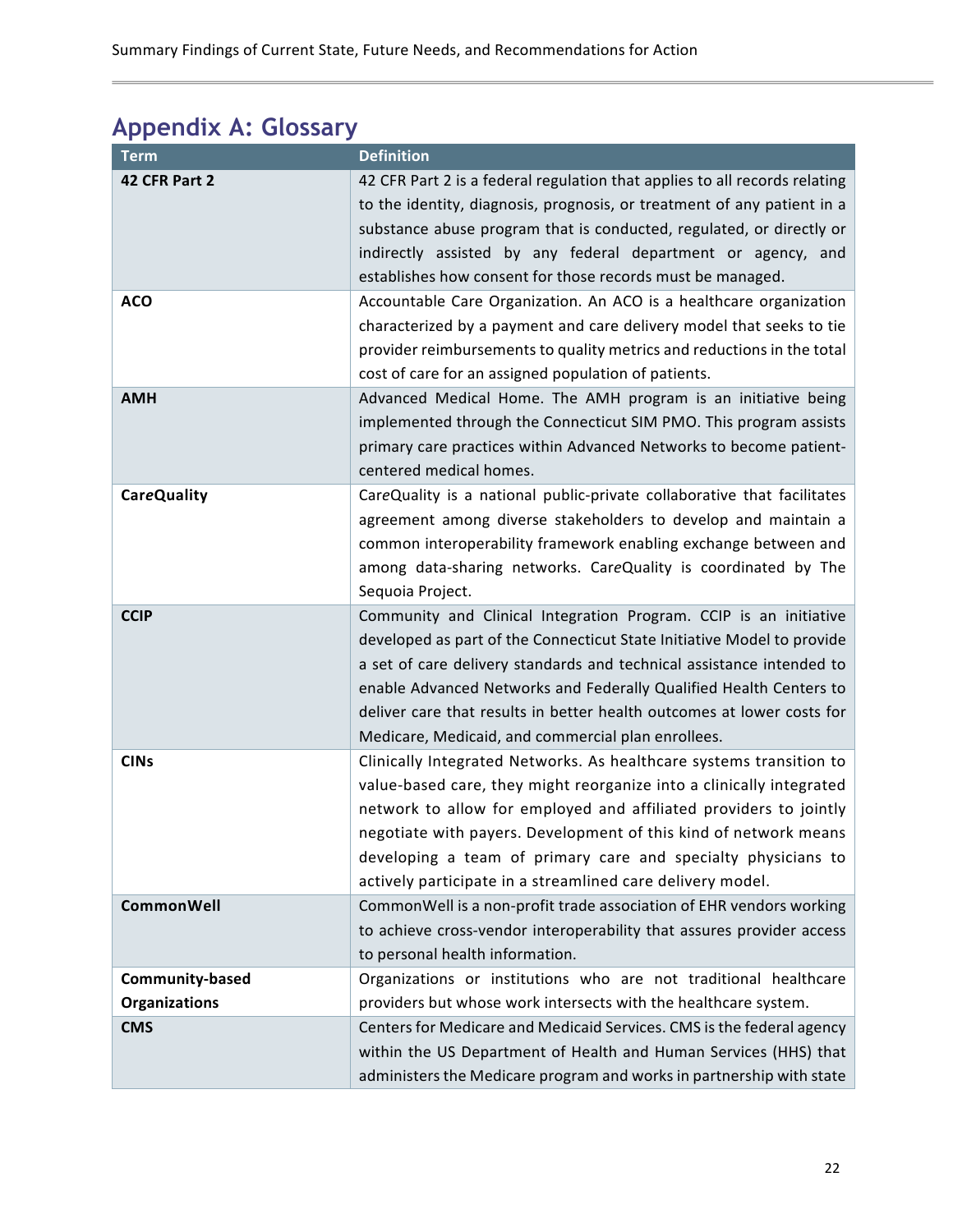## Appendix A: Glossary

| Term | Definition |
|---|---|
| **42 CFR Part 2** | 42 CFR Part 2 is a federal regulation that applies to all records relating to the identity, diagnosis, prognosis, or treatment of any patient in a substance abuse program that is conducted, regulated, or directly or indirectly assisted by any federal department or agency, and establishes how consent for those records must be managed. |
| **ACO** | Accountable Care Organization. An ACO is a healthcare organization characterized by a payment and care delivery model that seeks to tie provider reimbursements to quality metrics and reductions in the total cost of care for an assigned population of patients. |
| **AMH** | Advanced Medical Home. The AMH program is an initiative being implemented through the Connecticut SIM PMO. This program assists primary care practices within Advanced Networks to become patient-centered medical homes. |
| **Car*e*Quality** | Car*e*Quality is a national public-private collaborative that facilitates agreement among diverse stakeholders to develop and maintain a common interoperability framework enabling exchange between and among data-sharing networks. Car*e*Quality is coordinated by The Sequoia Project. |
| **CCIP** | Community and Clinical Integration Program. CCIP is an initiative developed as part of the Connecticut State Initiative Model to provide a set of care delivery standards and technical assistance intended to enable Advanced Networks and Federally Qualified Health Centers to deliver care that results in better health outcomes at lower costs for Medicare, Medicaid, and commercial plan enrollees. |
| **CINs** | Clinically Integrated Networks. As healthcare systems transition to value-based care, they might reorganize into a clinically integrated network to allow for employed and affiliated providers to jointly negotiate with payers. Development of this kind of network means developing a team of primary care and specialty physicians to actively participate in a streamlined care delivery model. |
| **CommonWell** | CommonWell is a non-profit trade association of EHR vendors working to achieve cross-vendor interoperability that assures provider access to personal health information. |
| **Community-based Organizations** | Organizations or institutions who are not traditional healthcare providers but whose work intersects with the healthcare system. |
| **CMS** | Centers for Medicare and Medicaid Services. CMS is the federal agency within the US Department of Health and Human Services (HHS) that administers the Medicare program and works in partnership with state |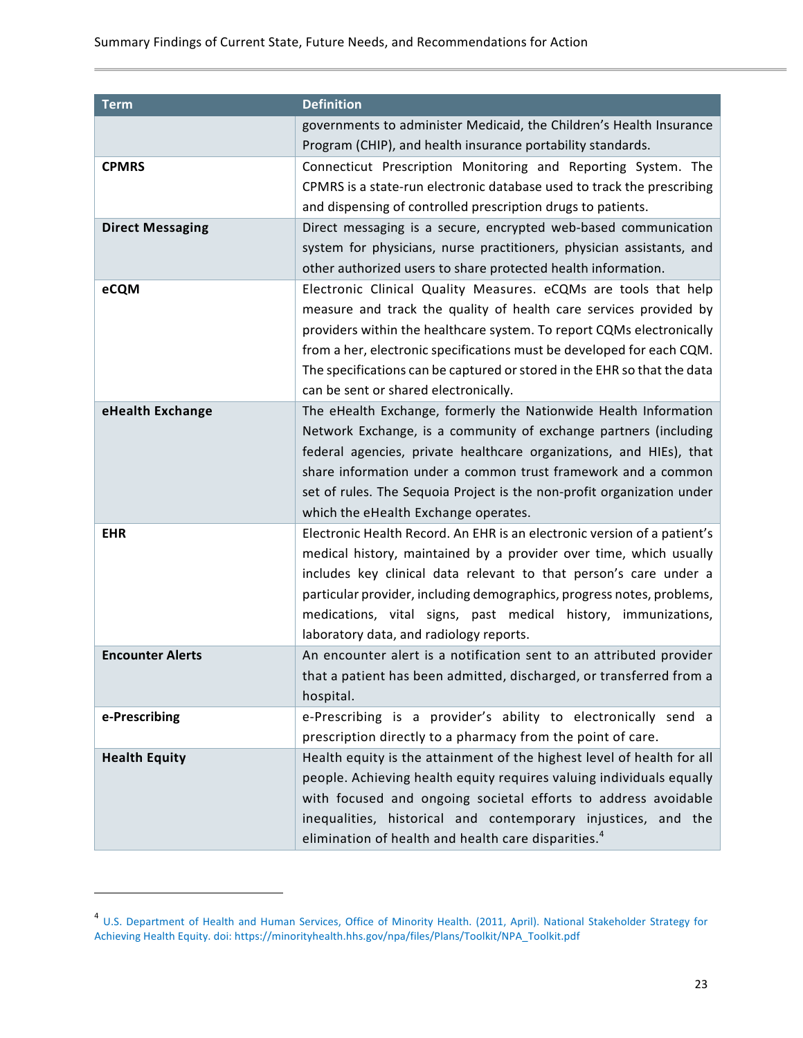| Term | Definition |
|---|---|
| | governments to administer Medicaid, the Children's Health Insurance Program (CHIP), and health insurance portability standards. |
| **CPMRS** | Connecticut Prescription Monitoring and Reporting System. The CPMRS is a state-run electronic database used to track the prescribing and dispensing of controlled prescription drugs to patients. |
| **Direct Messaging** | Direct messaging is a secure, encrypted web-based communication system for physicians, nurse practitioners, physician assistants, and other authorized users to share protected health information. |
| **eCQM** | Electronic Clinical Quality Measures. eCQMs are tools that help measure and track the quality of health care services provided by providers within the healthcare system. To report CQMs electronically from a her, electronic specifications must be developed for each CQM. The specifications can be captured or stored in the EHR so that the data can be sent or shared electronically. |
| **eHealth Exchange** | The eHealth Exchange, formerly the Nationwide Health Information Network Exchange, is a community of exchange partners (including federal agencies, private healthcare organizations, and HIEs), that share information under a common trust framework and a common set of rules. The Sequoia Project is the non-profit organization under which the eHealth Exchange operates. |
| **EHR** | Electronic Health Record. An EHR is an electronic version of a patient's medical history, maintained by a provider over time, which usually includes key clinical data relevant to that person's care under a particular provider, including demographics, progress notes, problems, medications, vital signs, past medical history, immunizations, laboratory data, and radiology reports. |
| **Encounter Alerts** | An encounter alert is a notification sent to an attributed provider that a patient has been admitted, discharged, or transferred from a hospital. |
| **e-Prescribing** | e-Prescribing is a provider's ability to electronically send a prescription directly to a pharmacy from the point of care. |
| **Health Equity** | Health equity is the attainment of the highest level of health for all people. Achieving health equity requires valuing individuals equally with focused and ongoing societal efforts to address avoidable inequalities, historical and contemporary injustices, and the elimination of health and health care disparities.[4] |

[4] U.S. Department of Health and Human Services, Office of Minority Health. (2011, April). National Stakeholder Strategy for Achieving Health Equity. doi: https://minorityhealth.hhs.gov/npa/files/Plans/Toolkit/NPA_Toolkit.pdf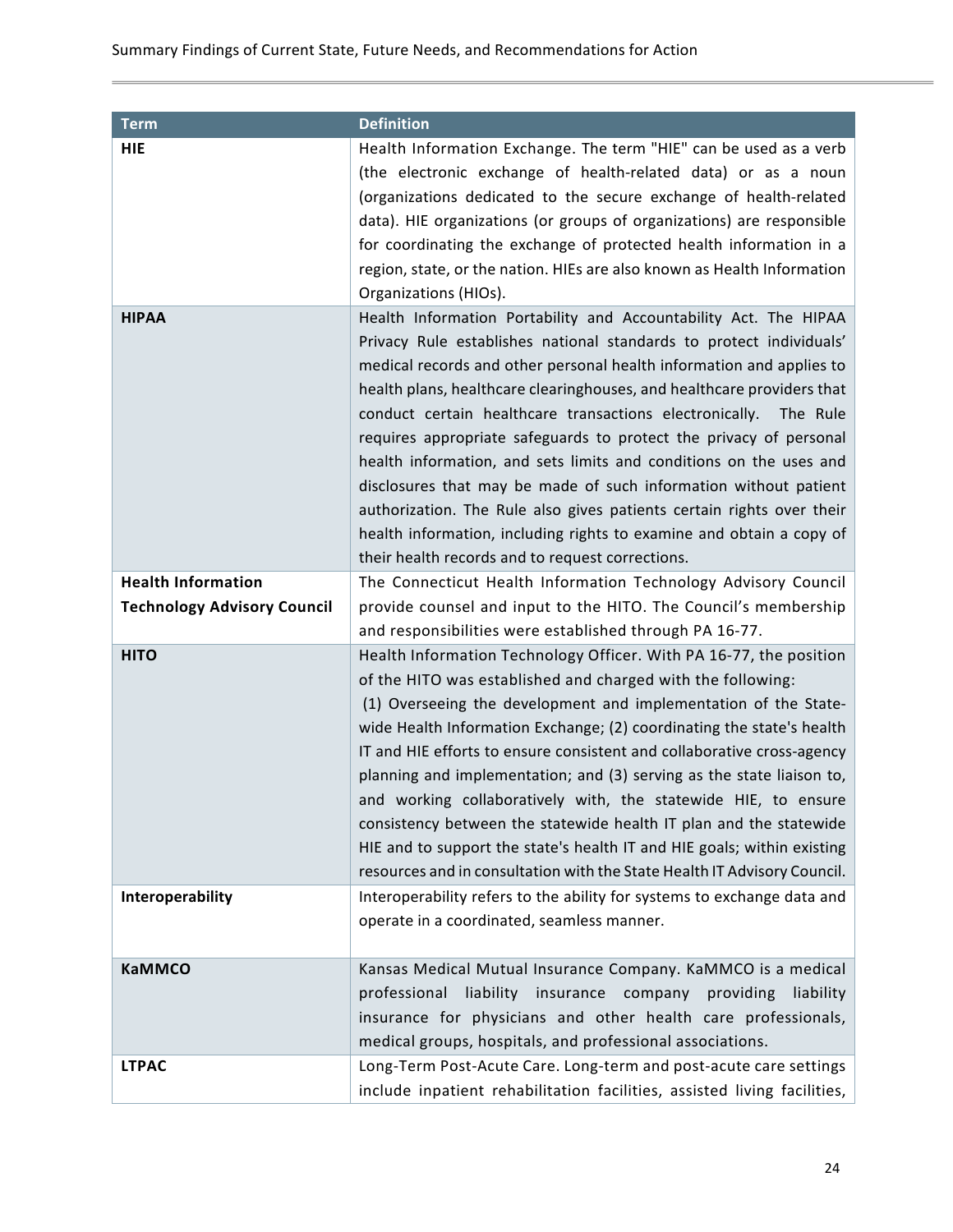| Term | Definition |
| --- | --- |
| **HIE** | Health Information Exchange. The term "HIE" can be used as a verb (the electronic exchange of health-related data) or as a noun (organizations dedicated to the secure exchange of health-related data). HIE organizations (or groups of organizations) are responsible for coordinating the exchange of protected health information in a region, state, or the nation. HIEs are also known as Health Information Organizations (HIOs). |
| **HIPAA** | Health Information Portability and Accountability Act. The HIPAA Privacy Rule establishes national standards to protect individuals' medical records and other personal health information and applies to health plans, healthcare clearinghouses, and healthcare providers that conduct certain healthcare transactions electronically. The Rule requires appropriate safeguards to protect the privacy of personal health information, and sets limits and conditions on the uses and disclosures that may be made of such information without patient authorization. The Rule also gives patients certain rights over their health information, including rights to examine and obtain a copy of their health records and to request corrections. |
| **Health Information Technology Advisory Council** | The Connecticut Health Information Technology Advisory Council provide counsel and input to the HITO. The Council's membership and responsibilities were established through PA 16-77. |
| **HITO** | Health Information Technology Officer. With PA 16-77, the position of the HITO was established and charged with the following: (1) Overseeing the development and implementation of the State-wide Health Information Exchange; (2) coordinating the state's health IT and HIE efforts to ensure consistent and collaborative cross-agency planning and implementation; and (3) serving as the state liaison to, and working collaboratively with, the statewide HIE, to ensure consistency between the statewide health IT plan and the statewide HIE and to support the state's health IT and HIE goals; within existing resources and in consultation with the State Health IT Advisory Council. |
| **Interoperability** | Interoperability refers to the ability for systems to exchange data and operate in a coordinated, seamless manner. |
| **KaMMCO** | Kansas Medical Mutual Insurance Company. KaMMCO is a medical professional liability insurance company providing liability insurance for physicians and other health care professionals, medical groups, hospitals, and professional associations. |
| **LTPAC** | Long-Term Post-Acute Care. Long-term and post-acute care settings include inpatient rehabilitation facilities, assisted living facilities, |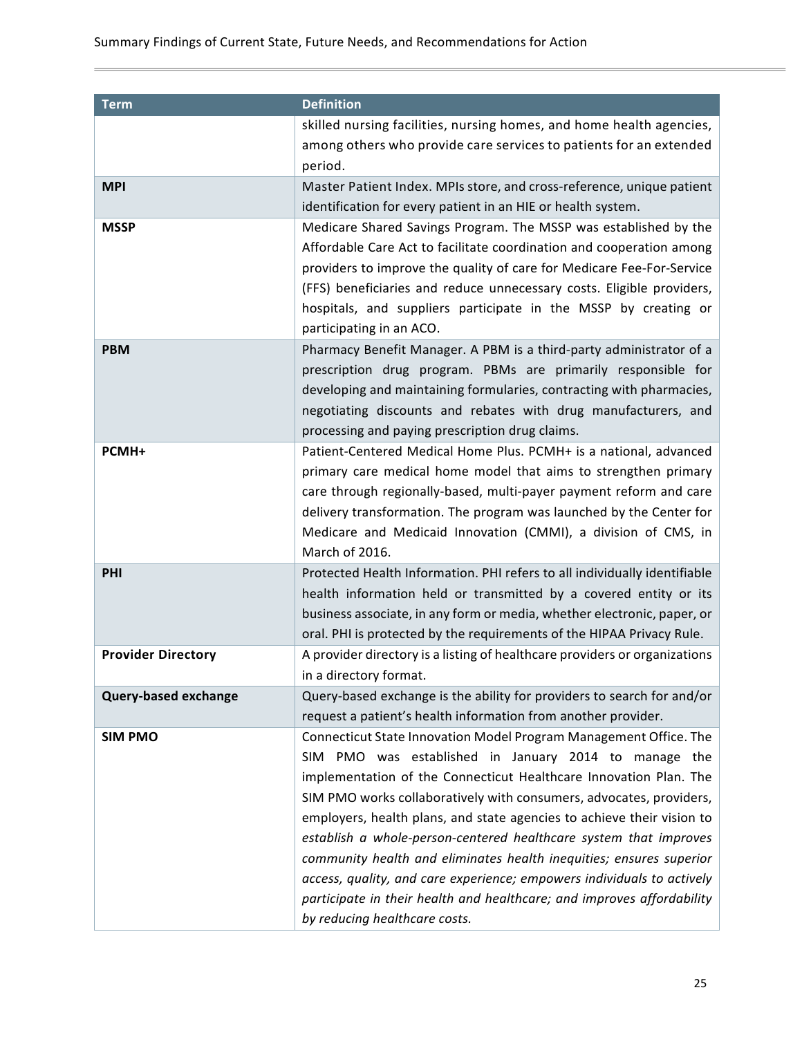| Term | Definition |
|---|---|
| | skilled nursing facilities, nursing homes, and home health agencies, among others who provide care services to patients for an extended period. |
| **MPI** | Master Patient Index. MPIs store, and cross-reference, unique patient identification for every patient in an HIE or health system. |
| **MSSP** | Medicare Shared Savings Program. The MSSP was established by the Affordable Care Act to facilitate coordination and cooperation among providers to improve the quality of care for Medicare Fee-For-Service (FFS) beneficiaries and reduce unnecessary costs. Eligible providers, hospitals, and suppliers participate in the MSSP by creating or participating in an ACO. |
| **PBM** | Pharmacy Benefit Manager. A PBM is a third-party administrator of a prescription drug program. PBMs are primarily responsible for developing and maintaining formularies, contracting with pharmacies, negotiating discounts and rebates with drug manufacturers, and processing and paying prescription drug claims. |
| **PCMH+** | Patient-Centered Medical Home Plus. PCMH+ is a national, advanced primary care medical home model that aims to strengthen primary care through regionally-based, multi-payer payment reform and care delivery transformation. The program was launched by the Center for Medicare and Medicaid Innovation (CMMI), a division of CMS, in March of 2016. |
| **PHI** | Protected Health Information. PHI refers to all individually identifiable health information held or transmitted by a covered entity or its business associate, in any form or media, whether electronic, paper, or oral. PHI is protected by the requirements of the HIPAA Privacy Rule. |
| **Provider Directory** | A provider directory is a listing of healthcare providers or organizations in a directory format. |
| **Query-based exchange** | Query-based exchange is the ability for providers to search for and/or request a patient's health information from another provider. |
| **SIM PMO** | Connecticut State Innovation Model Program Management Office. The SIM PMO was established in January 2014 to manage the implementation of the Connecticut Healthcare Innovation Plan. The SIM PMO works collaboratively with consumers, advocates, providers, employers, health plans, and state agencies to achieve their vision to *establish a whole-person-centered healthcare system that improves community health and eliminates health inequities; ensures superior access, quality, and care experience; empowers individuals to actively participate in their health and healthcare; and improves affordability by reducing healthcare costs.* |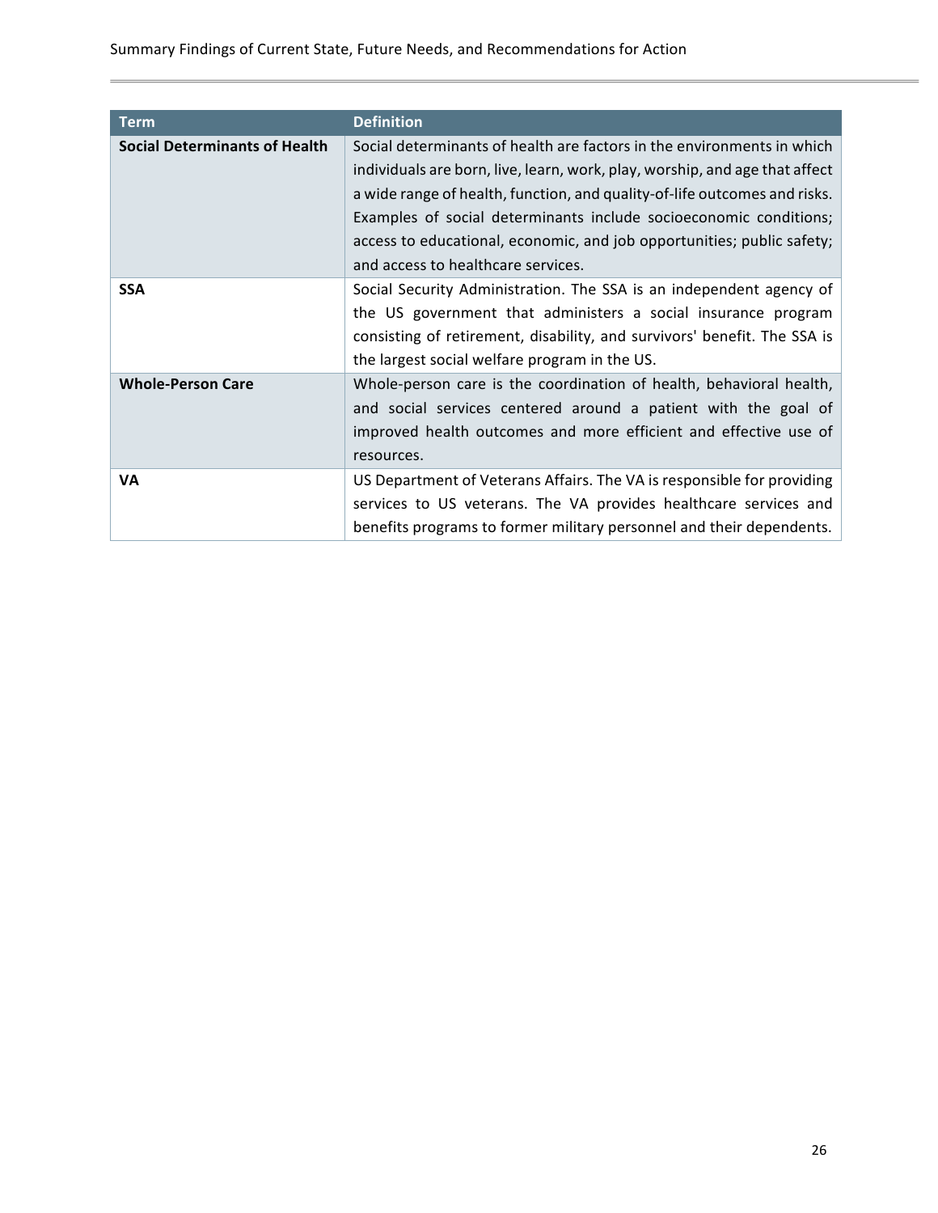| Term | Definition |
| --- | --- |
| **Social Determinants of Health** | Social determinants of health are factors in the environments in which individuals are born, live, learn, work, play, worship, and age that affect a wide range of health, function, and quality-of-life outcomes and risks. Examples of social determinants include socioeconomic conditions; access to educational, economic, and job opportunities; public safety; and access to healthcare services. |
| **SSA** | Social Security Administration. The SSA is an independent agency of the US government that administers a social insurance program consisting of retirement, disability, and survivors' benefit. The SSA is the largest social welfare program in the US. |
| **Whole-Person Care** | Whole-person care is the coordination of health, behavioral health, and social services centered around a patient with the goal of improved health outcomes and more efficient and effective use of resources. |
| **VA** | US Department of Veterans Affairs. The VA is responsible for providing services to US veterans. The VA provides healthcare services and benefits programs to former military personnel and their dependents. |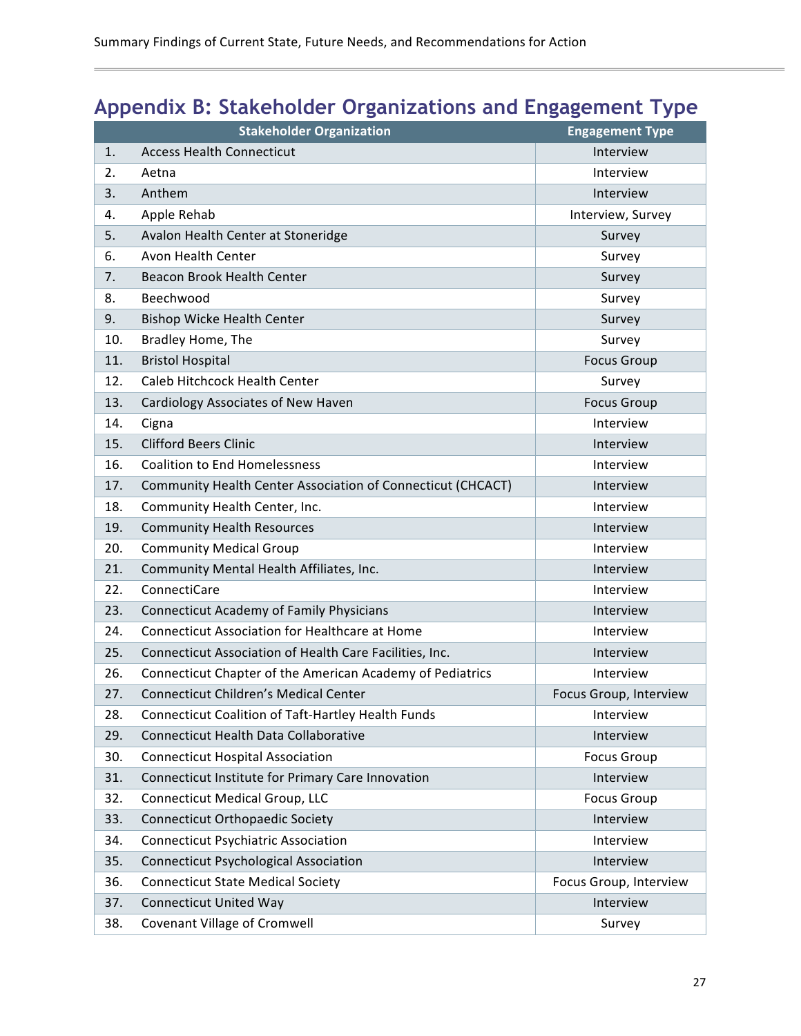## Appendix B: Stakeholder Organizations and Engagement Type

| | Stakeholder Organization | Engagement Type |
|---|---|---|
| 1. | Access Health Connecticut | Interview |
| 2. | Aetna | Interview |
| 3. | Anthem | Interview |
| 4. | Apple Rehab | Interview, Survey |
| 5. | Avalon Health Center at Stoneridge | Survey |
| 6. | Avon Health Center | Survey |
| 7. | Beacon Brook Health Center | Survey |
| 8. | Beechwood | Survey |
| 9. | Bishop Wicke Health Center | Survey |
| 10. | Bradley Home, The | Survey |
| 11. | Bristol Hospital | Focus Group |
| 12. | Caleb Hitchcock Health Center | Survey |
| 13. | Cardiology Associates of New Haven | Focus Group |
| 14. | Cigna | Interview |
| 15. | Clifford Beers Clinic | Interview |
| 16. | Coalition to End Homelessness | Interview |
| 17. | Community Health Center Association of Connecticut (CHCACT) | Interview |
| 18. | Community Health Center, Inc. | Interview |
| 19. | Community Health Resources | Interview |
| 20. | Community Medical Group | Interview |
| 21. | Community Mental Health Affiliates, Inc. | Interview |
| 22. | ConnectiCare | Interview |
| 23. | Connecticut Academy of Family Physicians | Interview |
| 24. | Connecticut Association for Healthcare at Home | Interview |
| 25. | Connecticut Association of Health Care Facilities, Inc. | Interview |
| 26. | Connecticut Chapter of the American Academy of Pediatrics | Interview |
| 27. | Connecticut Children's Medical Center | Focus Group, Interview |
| 28. | Connecticut Coalition of Taft-Hartley Health Funds | Interview |
| 29. | Connecticut Health Data Collaborative | Interview |
| 30. | Connecticut Hospital Association | Focus Group |
| 31. | Connecticut Institute for Primary Care Innovation | Interview |
| 32. | Connecticut Medical Group, LLC | Focus Group |
| 33. | Connecticut Orthopaedic Society | Interview |
| 34. | Connecticut Psychiatric Association | Interview |
| 35. | Connecticut Psychological Association | Interview |
| 36. | Connecticut State Medical Society | Focus Group, Interview |
| 37. | Connecticut United Way | Interview |
| 38. | Covenant Village of Cromwell | Survey |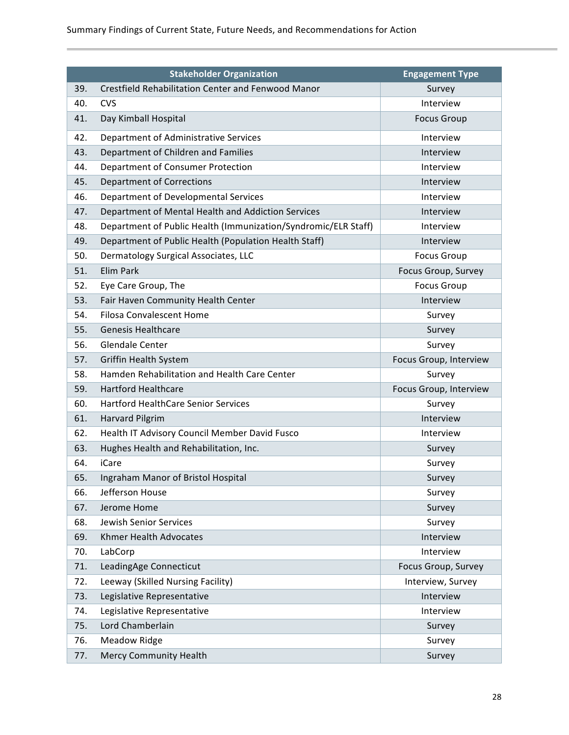| | Stakeholder Organization | Engagement Type |
|---|---|---|
| 39. | Crestfield Rehabilitation Center and Fenwood Manor | Survey |
| 40. | CVS | Interview |
| 41. | Day Kimball Hospital | Focus Group |
| 42. | Department of Administrative Services | Interview |
| 43. | Department of Children and Families | Interview |
| 44. | Department of Consumer Protection | Interview |
| 45. | Department of Corrections | Interview |
| 46. | Department of Developmental Services | Interview |
| 47. | Department of Mental Health and Addiction Services | Interview |
| 48. | Department of Public Health (Immunization/Syndromic/ELR Staff) | Interview |
| 49. | Department of Public Health (Population Health Staff) | Interview |
| 50. | Dermatology Surgical Associates, LLC | Focus Group |
| 51. | Elim Park | Focus Group, Survey |
| 52. | Eye Care Group, The | Focus Group |
| 53. | Fair Haven Community Health Center | Interview |
| 54. | Filosa Convalescent Home | Survey |
| 55. | Genesis Healthcare | Survey |
| 56. | Glendale Center | Survey |
| 57. | Griffin Health System | Focus Group, Interview |
| 58. | Hamden Rehabilitation and Health Care Center | Survey |
| 59. | Hartford Healthcare | Focus Group, Interview |
| 60. | Hartford HealthCare Senior Services | Survey |
| 61. | Harvard Pilgrim | Interview |
| 62. | Health IT Advisory Council Member David Fusco | Interview |
| 63. | Hughes Health and Rehabilitation, Inc. | Survey |
| 64. | iCare | Survey |
| 65. | Ingraham Manor of Bristol Hospital | Survey |
| 66. | Jefferson House | Survey |
| 67. | Jerome Home | Survey |
| 68. | Jewish Senior Services | Survey |
| 69. | Khmer Health Advocates | Interview |
| 70. | LabCorp | Interview |
| 71. | LeadingAge Connecticut | Focus Group, Survey |
| 72. | Leeway (Skilled Nursing Facility) | Interview, Survey |
| 73. | Legislative Representative | Interview |
| 74. | Legislative Representative | Interview |
| 75. | Lord Chamberlain | Survey |
| 76. | Meadow Ridge | Survey |
| 77. | Mercy Community Health | Survey |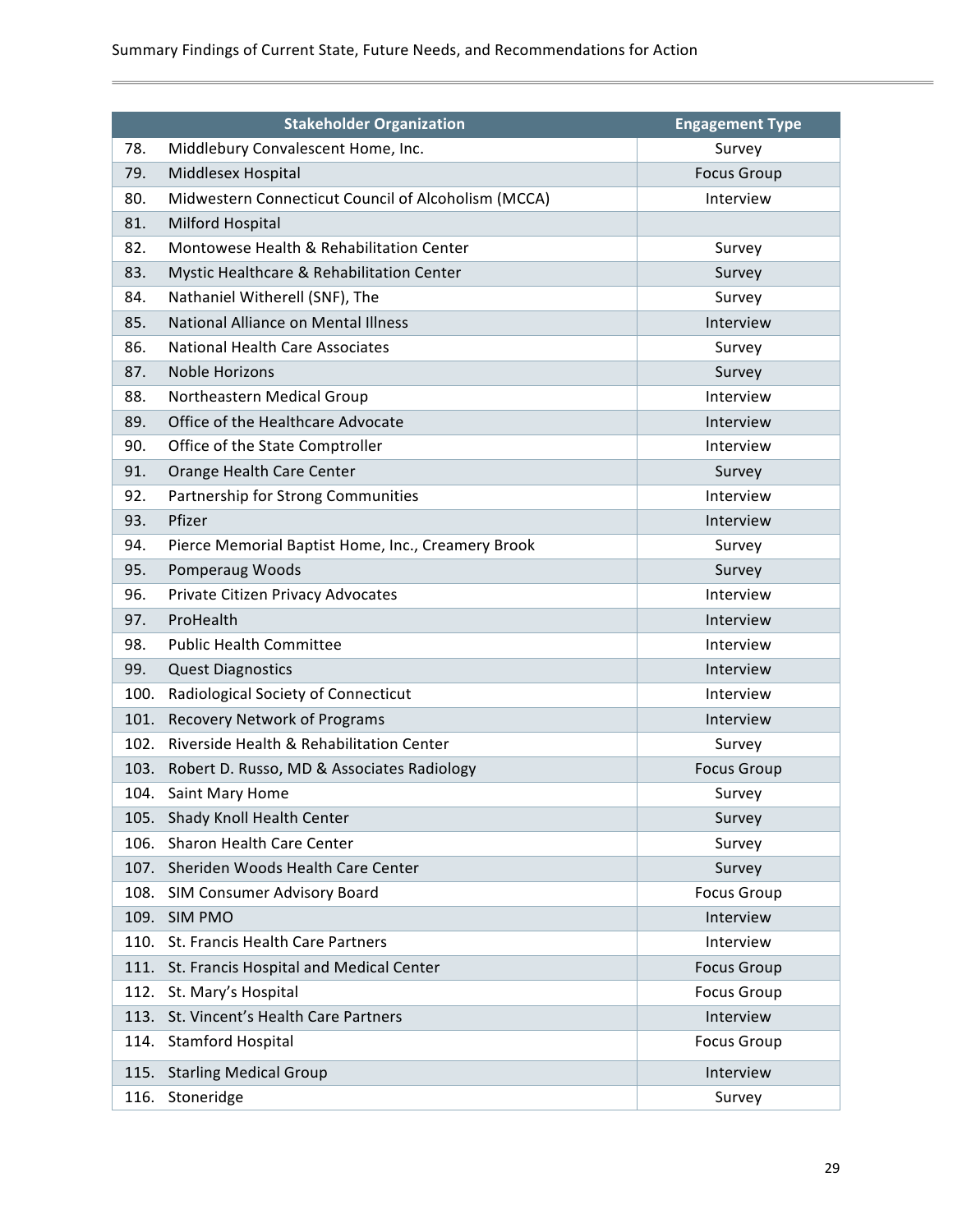| | Stakeholder Organization | Engagement Type |
|---|---|---|
| 78. | Middlebury Convalescent Home, Inc. | Survey |
| 79. | Middlesex Hospital | Focus Group |
| 80. | Midwestern Connecticut Council of Alcoholism (MCCA) | Interview |
| 81. | Milford Hospital | |
| 82. | Montowese Health & Rehabilitation Center | Survey |
| 83. | Mystic Healthcare & Rehabilitation Center | Survey |
| 84. | Nathaniel Witherell (SNF), The | Survey |
| 85. | National Alliance on Mental Illness | Interview |
| 86. | National Health Care Associates | Survey |
| 87. | Noble Horizons | Survey |
| 88. | Northeastern Medical Group | Interview |
| 89. | Office of the Healthcare Advocate | Interview |
| 90. | Office of the State Comptroller | Interview |
| 91. | Orange Health Care Center | Survey |
| 92. | Partnership for Strong Communities | Interview |
| 93. | Pfizer | Interview |
| 94. | Pierce Memorial Baptist Home, Inc., Creamery Brook | Survey |
| 95. | Pomperaug Woods | Survey |
| 96. | Private Citizen Privacy Advocates | Interview |
| 97. | ProHealth | Interview |
| 98. | Public Health Committee | Interview |
| 99. | Quest Diagnostics | Interview |
| 100. | Radiological Society of Connecticut | Interview |
| 101. | Recovery Network of Programs | Interview |
| 102. | Riverside Health & Rehabilitation Center | Survey |
| 103. | Robert D. Russo, MD & Associates Radiology | Focus Group |
| 104. | Saint Mary Home | Survey |
| 105. | Shady Knoll Health Center | Survey |
| 106. | Sharon Health Care Center | Survey |
| 107. | Sheriden Woods Health Care Center | Survey |
| 108. | SIM Consumer Advisory Board | Focus Group |
| 109. | SIM PMO | Interview |
| 110. | St. Francis Health Care Partners | Interview |
| 111. | St. Francis Hospital and Medical Center | Focus Group |
| 112. | St. Mary's Hospital | Focus Group |
| 113. | St. Vincent's Health Care Partners | Interview |
| 114. | Stamford Hospital | Focus Group |
| 115. | Starling Medical Group | Interview |
| 116. | Stoneridge | Survey |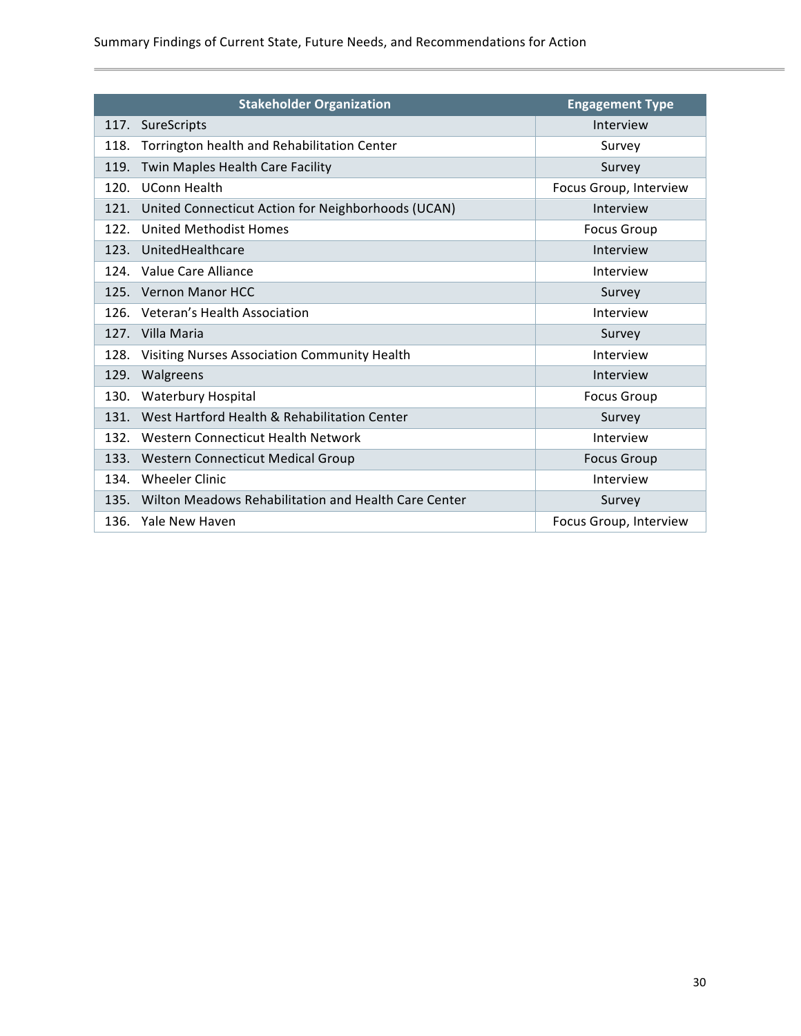| Stakeholder Organization | Engagement Type |
|---|---|
| 117. SureScripts | Interview |
| 118. Torrington health and Rehabilitation Center | Survey |
| 119. Twin Maples Health Care Facility | Survey |
| 120. UConn Health | Focus Group, Interview |
| 121. United Connecticut Action for Neighborhoods (UCAN) | Interview |
| 122. United Methodist Homes | Focus Group |
| 123. UnitedHealthcare | Interview |
| 124. Value Care Alliance | Interview |
| 125. Vernon Manor HCC | Survey |
| 126. Veteran's Health Association | Interview |
| 127. Villa Maria | Survey |
| 128. Visiting Nurses Association Community Health | Interview |
| 129. Walgreens | Interview |
| 130. Waterbury Hospital | Focus Group |
| 131. West Hartford Health & Rehabilitation Center | Survey |
| 132. Western Connecticut Health Network | Interview |
| 133. Western Connecticut Medical Group | Focus Group |
| 134. Wheeler Clinic | Interview |
| 135. Wilton Meadows Rehabilitation and Health Care Center | Survey |
| 136. Yale New Haven | Focus Group, Interview |